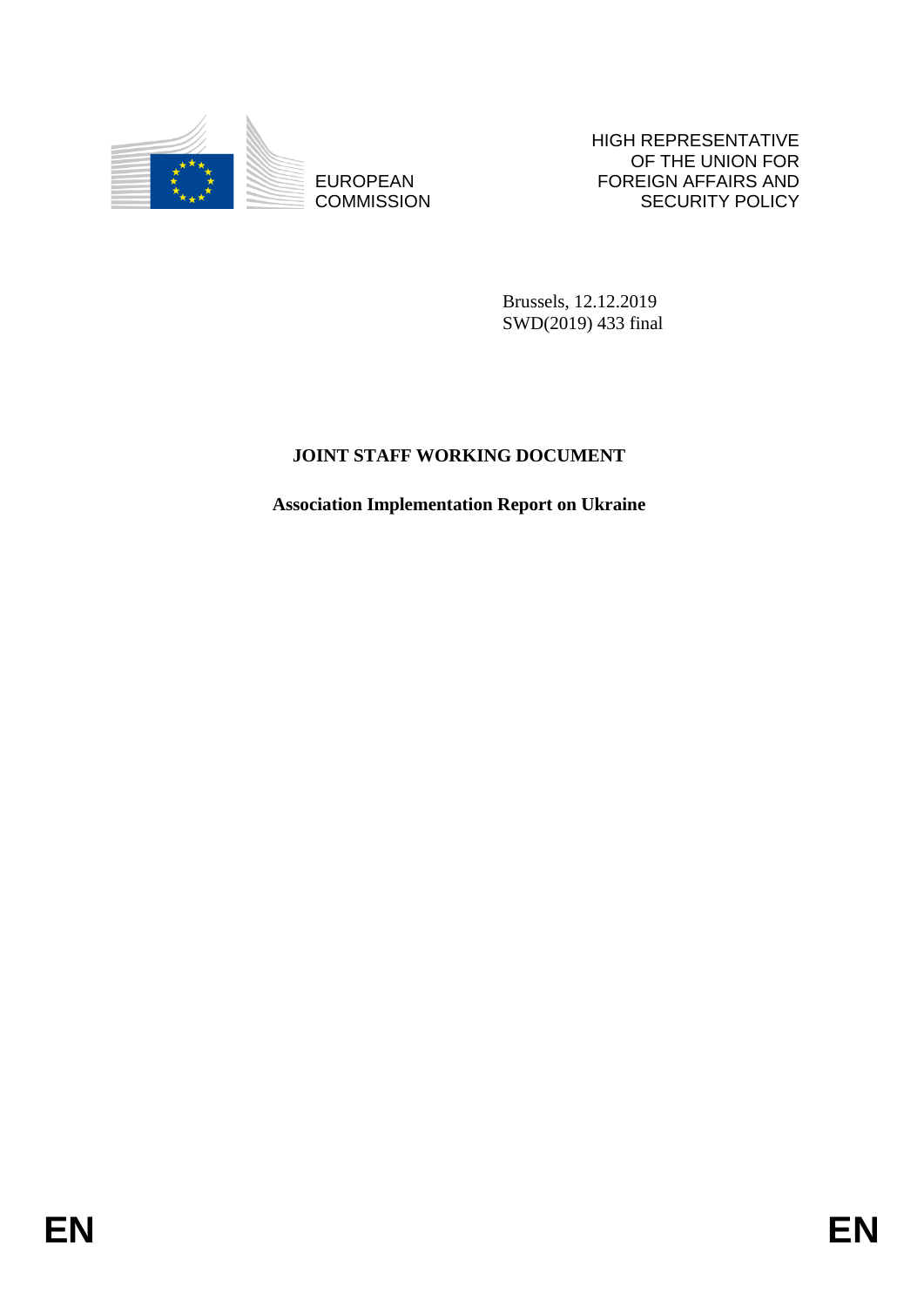EUROPEAN COMMISSION

HIGH REPRESENTATIVE OF THE UNION FOR FOREIGN AFFAIRS AND SECURITY POLICY

Brussels, 12.12.2019
SWD(2019) 433 final

# JOINT STAFF WORKING DOCUMENT

## Association Implementation Report on Ukraine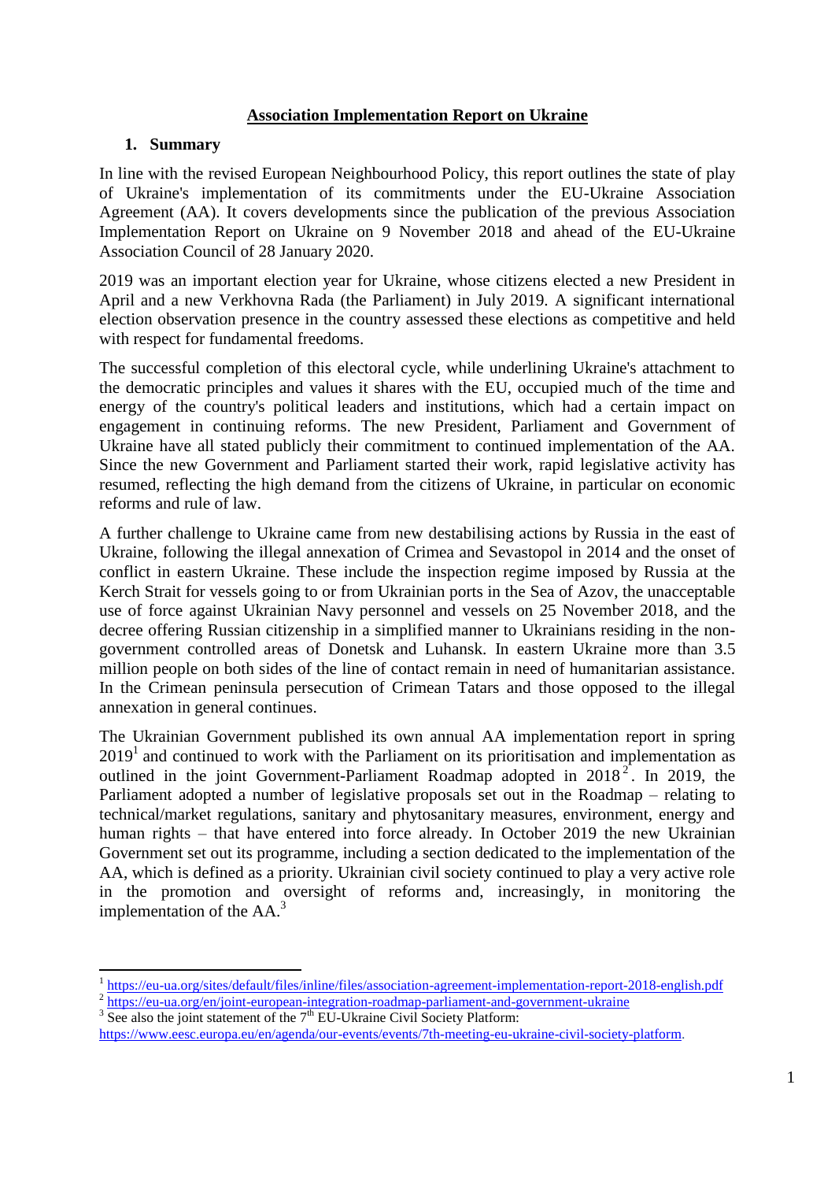# Association Implementation Report on Ukraine

## 1. Summary

In line with the revised European Neighbourhood Policy, this report outlines the state of play of Ukraine's implementation of its commitments under the EU-Ukraine Association Agreement (AA). It covers developments since the publication of the previous Association Implementation Report on Ukraine on 9 November 2018 and ahead of the EU-Ukraine Association Council of 28 January 2020.

2019 was an important election year for Ukraine, whose citizens elected a new President in April and a new Verkhovna Rada (the Parliament) in July 2019. A significant international election observation presence in the country assessed these elections as competitive and held with respect for fundamental freedoms.

The successful completion of this electoral cycle, while underlining Ukraine's attachment to the democratic principles and values it shares with the EU, occupied much of the time and energy of the country's political leaders and institutions, which had a certain impact on engagement in continuing reforms. The new President, Parliament and Government of Ukraine have all stated publicly their commitment to continued implementation of the AA. Since the new Government and Parliament started their work, rapid legislative activity has resumed, reflecting the high demand from the citizens of Ukraine, in particular on economic reforms and rule of law.

A further challenge to Ukraine came from new destabilising actions by Russia in the east of Ukraine, following the illegal annexation of Crimea and Sevastopol in 2014 and the onset of conflict in eastern Ukraine. These include the inspection regime imposed by Russia at the Kerch Strait for vessels going to or from Ukrainian ports in the Sea of Azov, the unacceptable use of force against Ukrainian Navy personnel and vessels on 25 November 2018, and the decree offering Russian citizenship in a simplified manner to Ukrainians residing in the non-government controlled areas of Donetsk and Luhansk. In eastern Ukraine more than 3.5 million people on both sides of the line of contact remain in need of humanitarian assistance. In the Crimean peninsula persecution of Crimean Tatars and those opposed to the illegal annexation in general continues.

The Ukrainian Government published its own annual AA implementation report in spring 2019[1] and continued to work with the Parliament on its prioritisation and implementation as outlined in the joint Government-Parliament Roadmap adopted in 2018[2]. In 2019, the Parliament adopted a number of legislative proposals set out in the Roadmap – relating to technical/market regulations, sanitary and phytosanitary measures, environment, energy and human rights – that have entered into force already. In October 2019 the new Ukrainian Government set out its programme, including a section dedicated to the implementation of the AA, which is defined as a priority. Ukrainian civil society continued to play a very active role in the promotion and oversight of reforms and, increasingly, in monitoring the implementation of the AA.[3]

---

[1] https://eu-ua.org/sites/default/files/inline/files/association-agreement-implementation-report-2018-english.pdf

[2] https://eu-ua.org/en/joint-european-integration-roadmap-parliament-and-government-ukraine

[3] See also the joint statement of the 7th EU-Ukraine Civil Society Platform: https://www.eesc.europa.eu/en/agenda/our-events/events/7th-meeting-eu-ukraine-civil-society-platform.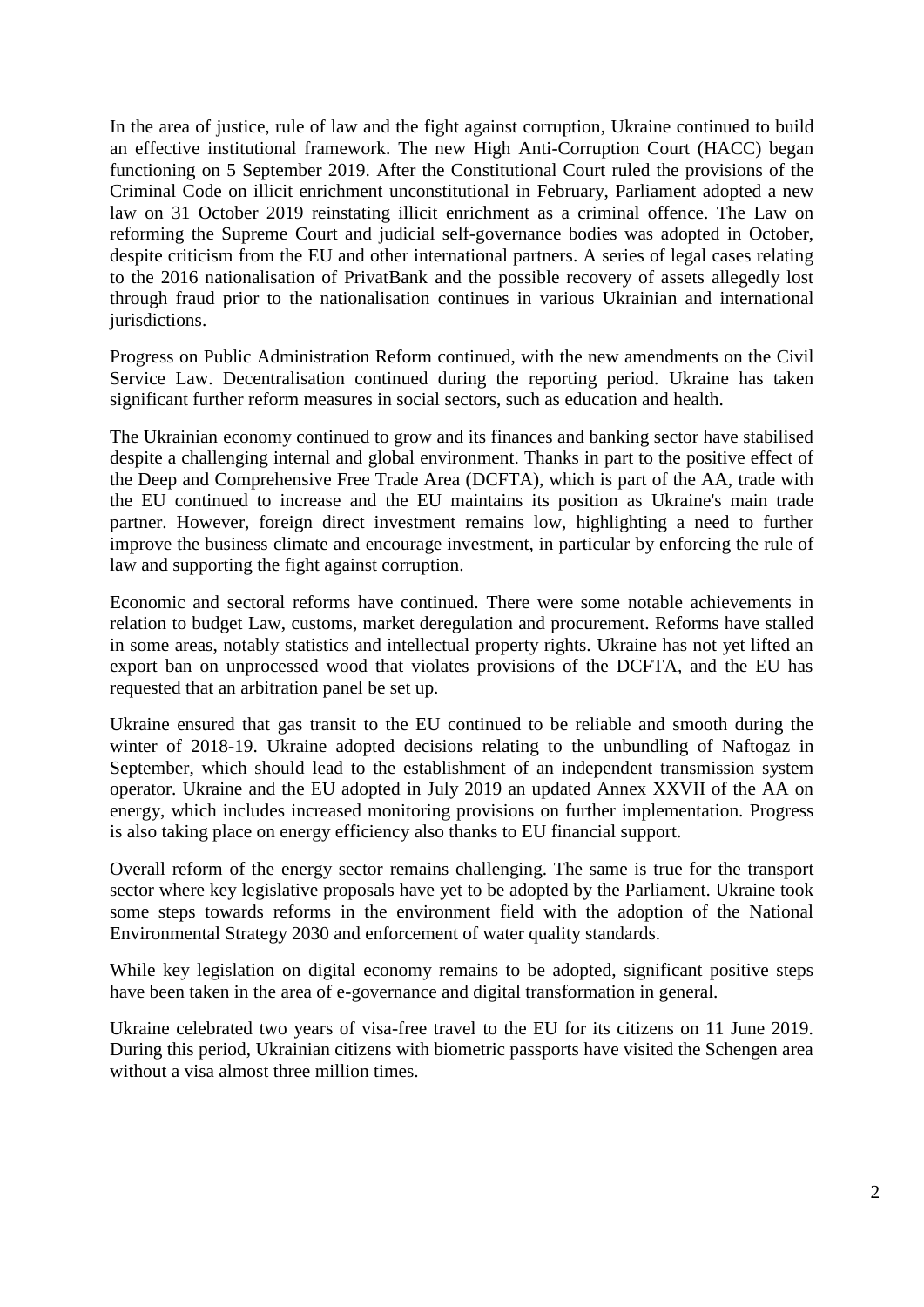In the area of justice, rule of law and the fight against corruption, Ukraine continued to build an effective institutional framework. The new High Anti-Corruption Court (HACC) began functioning on 5 September 2019. After the Constitutional Court ruled the provisions of the Criminal Code on illicit enrichment unconstitutional in February, Parliament adopted a new law on 31 October 2019 reinstating illicit enrichment as a criminal offence. The Law on reforming the Supreme Court and judicial self-governance bodies was adopted in October, despite criticism from the EU and other international partners. A series of legal cases relating to the 2016 nationalisation of PrivatBank and the possible recovery of assets allegedly lost through fraud prior to the nationalisation continues in various Ukrainian and international jurisdictions.

Progress on Public Administration Reform continued, with the new amendments on the Civil Service Law. Decentralisation continued during the reporting period. Ukraine has taken significant further reform measures in social sectors, such as education and health.

The Ukrainian economy continued to grow and its finances and banking sector have stabilised despite a challenging internal and global environment. Thanks in part to the positive effect of the Deep and Comprehensive Free Trade Area (DCFTA), which is part of the AA, trade with the EU continued to increase and the EU maintains its position as Ukraine's main trade partner. However, foreign direct investment remains low, highlighting a need to further improve the business climate and encourage investment, in particular by enforcing the rule of law and supporting the fight against corruption.

Economic and sectoral reforms have continued. There were some notable achievements in relation to budget Law, customs, market deregulation and procurement. Reforms have stalled in some areas, notably statistics and intellectual property rights. Ukraine has not yet lifted an export ban on unprocessed wood that violates provisions of the DCFTA, and the EU has requested that an arbitration panel be set up.

Ukraine ensured that gas transit to the EU continued to be reliable and smooth during the winter of 2018-19. Ukraine adopted decisions relating to the unbundling of Naftogaz in September, which should lead to the establishment of an independent transmission system operator. Ukraine and the EU adopted in July 2019 an updated Annex XXVII of the AA on energy, which includes increased monitoring provisions on further implementation. Progress is also taking place on energy efficiency also thanks to EU financial support.

Overall reform of the energy sector remains challenging. The same is true for the transport sector where key legislative proposals have yet to be adopted by the Parliament. Ukraine took some steps towards reforms in the environment field with the adoption of the National Environmental Strategy 2030 and enforcement of water quality standards.

While key legislation on digital economy remains to be adopted, significant positive steps have been taken in the area of e-governance and digital transformation in general.

Ukraine celebrated two years of visa-free travel to the EU for its citizens on 11 June 2019. During this period, Ukrainian citizens with biometric passports have visited the Schengen area without a visa almost three million times.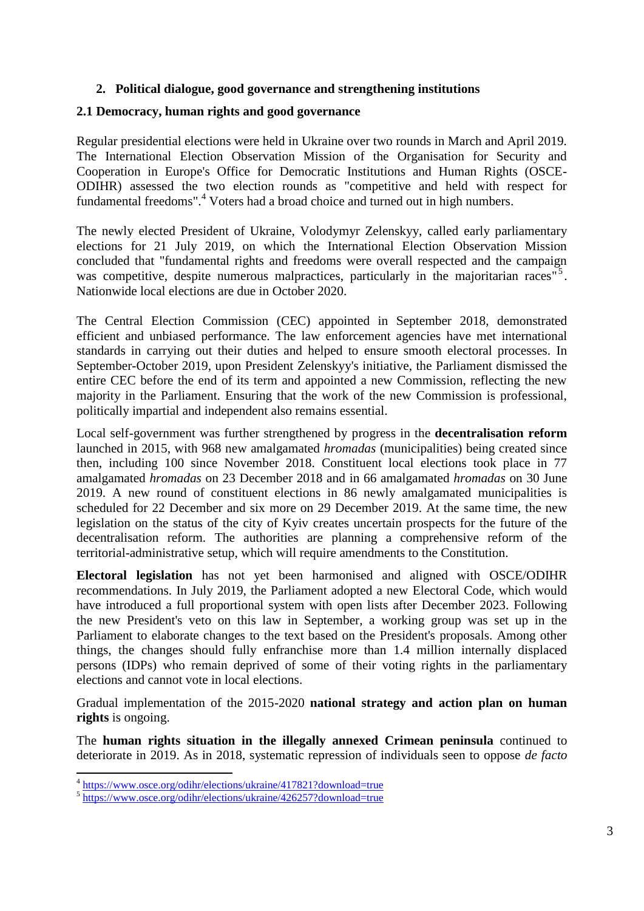## 2. Political dialogue, good governance and strengthening institutions

### 2.1 Democracy, human rights and good governance

Regular presidential elections were held in Ukraine over two rounds in March and April 2019. The International Election Observation Mission of the Organisation for Security and Cooperation in Europe's Office for Democratic Institutions and Human Rights (OSCE-ODIHR) assessed the two election rounds as "competitive and held with respect for fundamental freedoms".[4] Voters had a broad choice and turned out in high numbers.

The newly elected President of Ukraine, Volodymyr Zelenskyy, called early parliamentary elections for 21 July 2019, on which the International Election Observation Mission concluded that "fundamental rights and freedoms were overall respected and the campaign was competitive, despite numerous malpractices, particularly in the majoritarian races"[5]. Nationwide local elections are due in October 2020.

The Central Election Commission (CEC) appointed in September 2018, demonstrated efficient and unbiased performance. The law enforcement agencies have met international standards in carrying out their duties and helped to ensure smooth electoral processes. In September-October 2019, upon President Zelenskyy's initiative, the Parliament dismissed the entire CEC before the end of its term and appointed a new Commission, reflecting the new majority in the Parliament. Ensuring that the work of the new Commission is professional, politically impartial and independent also remains essential.

Local self-government was further strengthened by progress in the **decentralisation reform** launched in 2015, with 968 new amalgamated *hromadas* (municipalities) being created since then, including 100 since November 2018. Constituent local elections took place in 77 amalgamated *hromadas* on 23 December 2018 and in 66 amalgamated *hromadas* on 30 June 2019. A new round of constituent elections in 86 newly amalgamated municipalities is scheduled for 22 December and six more on 29 December 2019. At the same time, the new legislation on the status of the city of Kyiv creates uncertain prospects for the future of the decentralisation reform. The authorities are planning a comprehensive reform of the territorial-administrative setup, which will require amendments to the Constitution.

**Electoral legislation** has not yet been harmonised and aligned with OSCE/ODIHR recommendations. In July 2019, the Parliament adopted a new Electoral Code, which would have introduced a full proportional system with open lists after December 2023. Following the new President's veto on this law in September, a working group was set up in the Parliament to elaborate changes to the text based on the President's proposals. Among other things, the changes should fully enfranchise more than 1.4 million internally displaced persons (IDPs) who remain deprived of some of their voting rights in the parliamentary elections and cannot vote in local elections.

Gradual implementation of the 2015-2020 **national strategy and action plan on human rights** is ongoing.

The **human rights situation in the illegally annexed Crimean peninsula** continued to deteriorate in 2019. As in 2018, systematic repression of individuals seen to oppose *de facto*

---

[4] https://www.osce.org/odihr/elections/ukraine/417821?download=true

[5] https://www.osce.org/odihr/elections/ukraine/426257?download=true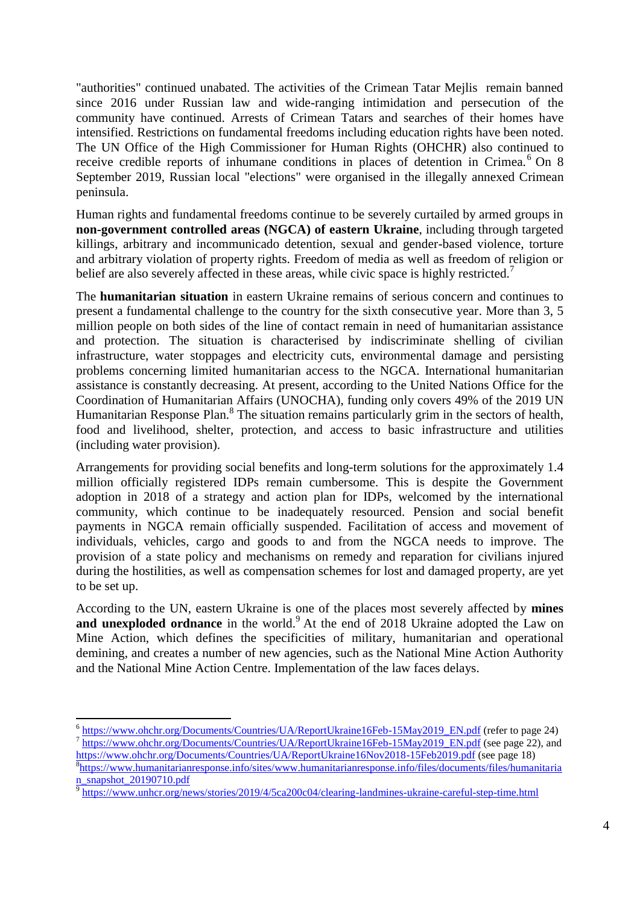"authorities" continued unabated. The activities of the Crimean Tatar Mejlis remain banned since 2016 under Russian law and wide-ranging intimidation and persecution of the community have continued. Arrests of Crimean Tatars and searches of their homes have intensified. Restrictions on fundamental freedoms including education rights have been noted. The UN Office of the High Commissioner for Human Rights (OHCHR) also continued to receive credible reports of inhumane conditions in places of detention in Crimea.[6] On 8 September 2019, Russian local "elections" were organised in the illegally annexed Crimean peninsula.

Human rights and fundamental freedoms continue to be severely curtailed by armed groups in **non-government controlled areas (NGCA) of eastern Ukraine**, including through targeted killings, arbitrary and incommunicado detention, sexual and gender-based violence, torture and arbitrary violation of property rights. Freedom of media as well as freedom of religion or belief are also severely affected in these areas, while civic space is highly restricted.[7]

The **humanitarian situation** in eastern Ukraine remains of serious concern and continues to present a fundamental challenge to the country for the sixth consecutive year. More than 3, 5 million people on both sides of the line of contact remain in need of humanitarian assistance and protection. The situation is characterised by indiscriminate shelling of civilian infrastructure, water stoppages and electricity cuts, environmental damage and persisting problems concerning limited humanitarian access to the NGCA. International humanitarian assistance is constantly decreasing. At present, according to the United Nations Office for the Coordination of Humanitarian Affairs (UNOCHA), funding only covers 49% of the 2019 UN Humanitarian Response Plan.[8] The situation remains particularly grim in the sectors of health, food and livelihood, shelter, protection, and access to basic infrastructure and utilities (including water provision).

Arrangements for providing social benefits and long-term solutions for the approximately 1.4 million officially registered IDPs remain cumbersome. This is despite the Government adoption in 2018 of a strategy and action plan for IDPs, welcomed by the international community, which continue to be inadequately resourced. Pension and social benefit payments in NGCA remain officially suspended. Facilitation of access and movement of individuals, vehicles, cargo and goods to and from the NGCA needs to improve. The provision of a state policy and mechanisms on remedy and reparation for civilians injured during the hostilities, as well as compensation schemes for lost and damaged property, are yet to be set up.

According to the UN, eastern Ukraine is one of the places most severely affected by **mines and unexploded ordnance** in the world.[9] At the end of 2018 Ukraine adopted the Law on Mine Action, which defines the specificities of military, humanitarian and operational demining, and creates a number of new agencies, such as the National Mine Action Authority and the National Mine Action Centre. Implementation of the law faces delays.

---

[6] https://www.ohchr.org/Documents/Countries/UA/ReportUkraine16Feb-15May2019_EN.pdf (refer to page 24)

[7] https://www.ohchr.org/Documents/Countries/UA/ReportUkraine16Feb-15May2019_EN.pdf (see page 22), and https://www.ohchr.org/Documents/Countries/UA/ReportUkraine16Nov2018-15Feb2019.pdf (see page 18)

[8] https://www.humanitarianresponse.info/sites/www.humanitarianresponse.info/files/documents/files/humanitarian_snapshot_20190710.pdf

[9] https://www.unhcr.org/news/stories/2019/4/5ca200c04/clearing-landmines-ukraine-careful-step-time.html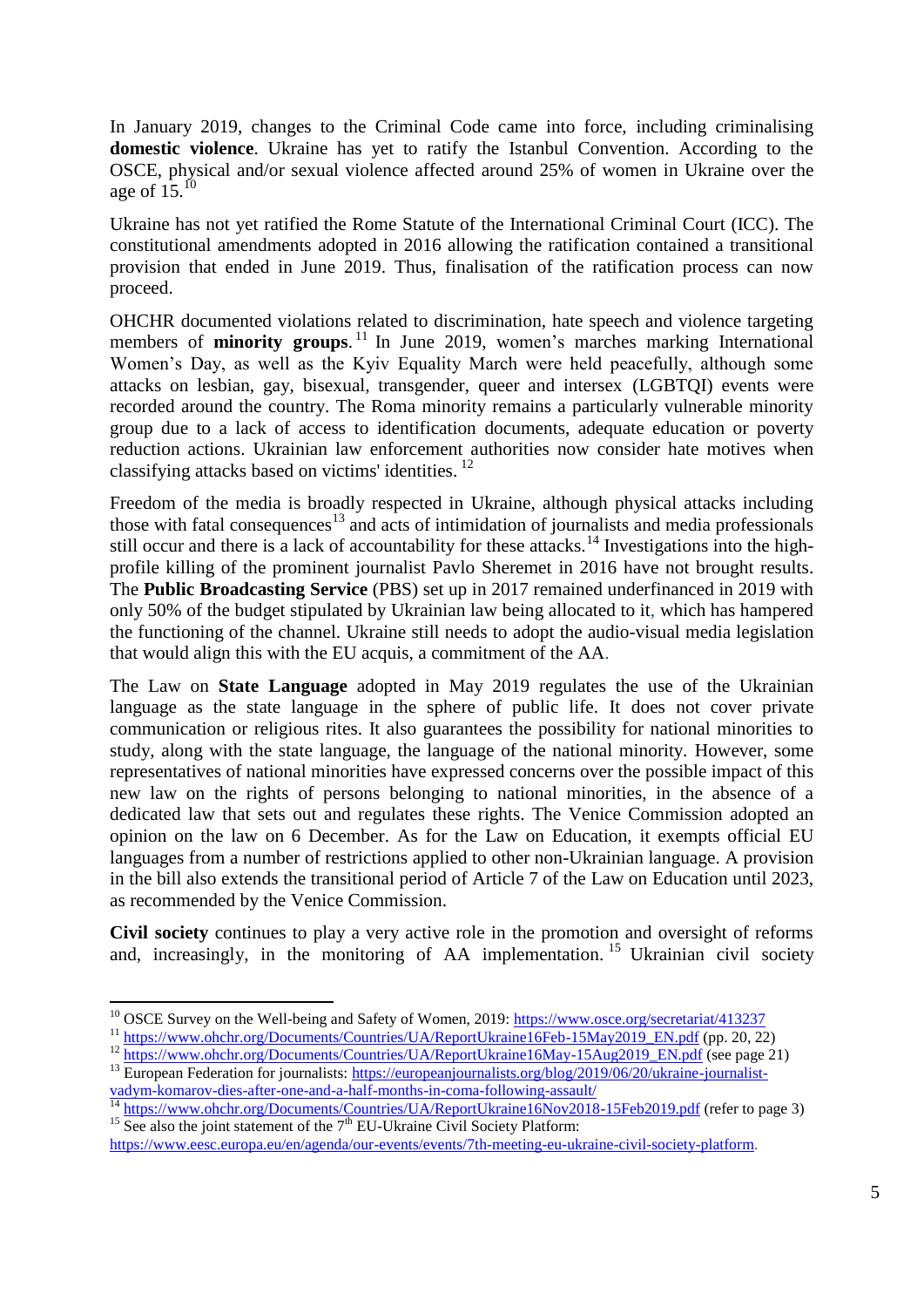In January 2019, changes to the Criminal Code came into force, including criminalising **domestic violence**. Ukraine has yet to ratify the Istanbul Convention. According to the OSCE, physical and/or sexual violence affected around 25% of women in Ukraine over the age of 15.[10]

Ukraine has not yet ratified the Rome Statute of the International Criminal Court (ICC). The constitutional amendments adopted in 2016 allowing the ratification contained a transitional provision that ended in June 2019. Thus, finalisation of the ratification process can now proceed.

OHCHR documented violations related to discrimination, hate speech and violence targeting members of **minority groups**.[11] In June 2019, women's marches marking International Women's Day, as well as the Kyiv Equality March were held peacefully, although some attacks on lesbian, gay, bisexual, transgender, queer and intersex (LGBTQI) events were recorded around the country. The Roma minority remains a particularly vulnerable minority group due to a lack of access to identification documents, adequate education or poverty reduction actions. Ukrainian law enforcement authorities now consider hate motives when classifying attacks based on victims' identities.[12]

Freedom of the media is broadly respected in Ukraine, although physical attacks including those with fatal consequences[13] and acts of intimidation of journalists and media professionals still occur and there is a lack of accountability for these attacks.[14] Investigations into the high-profile killing of the prominent journalist Pavlo Sheremet in 2016 have not brought results. The **Public Broadcasting Service** (PBS) set up in 2017 remained underfinanced in 2019 with only 50% of the budget stipulated by Ukrainian law being allocated to it, which has hampered the functioning of the channel. Ukraine still needs to adopt the audio-visual media legislation that would align this with the EU acquis, a commitment of the AA.

The Law on **State Language** adopted in May 2019 regulates the use of the Ukrainian language as the state language in the sphere of public life. It does not cover private communication or religious rites. It also guarantees the possibility for national minorities to study, along with the state language, the language of the national minority. However, some representatives of national minorities have expressed concerns over the possible impact of this new law on the rights of persons belonging to national minorities, in the absence of a dedicated law that sets out and regulates these rights. The Venice Commission adopted an opinion on the law on 6 December. As for the Law on Education, it exempts official EU languages from a number of restrictions applied to other non-Ukrainian language. A provision in the bill also extends the transitional period of Article 7 of the Law on Education until 2023, as recommended by the Venice Commission.

**Civil society** continues to play a very active role in the promotion and oversight of reforms and, increasingly, in the monitoring of AA implementation.[15] Ukrainian civil society

---

[10] OSCE Survey on the Well-being and Safety of Women, 2019: https://www.osce.org/secretariat/413237

[11] https://www.ohchr.org/Documents/Countries/UA/ReportUkraine16Feb-15May2019_EN.pdf (pp. 20, 22)

[12] https://www.ohchr.org/Documents/Countries/UA/ReportUkraine16May-15Aug2019_EN.pdf (see page 21)

[13] European Federation for journalists: https://europeanjournalists.org/blog/2019/06/20/ukraine-journalist-vadym-komarov-dies-after-one-and-a-half-months-in-coma-following-assault/

[14] https://www.ohchr.org/Documents/Countries/UA/ReportUkraine16Nov2018-15Feb2019.pdf (refer to page 3)

[15] See also the joint statement of the 7th EU-Ukraine Civil Society Platform: https://www.eesc.europa.eu/en/agenda/our-events/events/7th-meeting-eu-ukraine-civil-society-platform.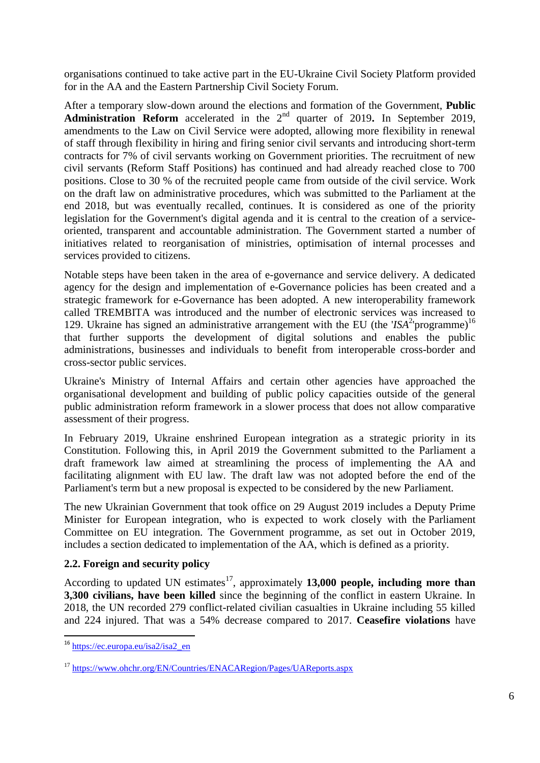organisations continued to take active part in the EU-Ukraine Civil Society Platform provided for in the AA and the Eastern Partnership Civil Society Forum.

After a temporary slow-down around the elections and formation of the Government, **Public Administration Reform** accelerated in the 2nd quarter of 2019**.** In September 2019, amendments to the Law on Civil Service were adopted, allowing more flexibility in renewal of staff through flexibility in hiring and firing senior civil servants and introducing short-term contracts for 7% of civil servants working on Government priorities. The recruitment of new civil servants (Reform Staff Positions) has continued and had already reached close to 700 positions. Close to 30 % of the recruited people came from outside of the civil service. Work on the draft law on administrative procedures, which was submitted to the Parliament at the end 2018, but was eventually recalled, continues. It is considered as one of the priority legislation for the Government's digital agenda and it is central to the creation of a service-oriented, transparent and accountable administration. The Government started a number of initiatives related to reorganisation of ministries, optimisation of internal processes and services provided to citizens.

Notable steps have been taken in the area of e-governance and service delivery. A dedicated agency for the design and implementation of e-Governance policies has been created and a strategic framework for e-Governance has been adopted. A new interoperability framework called TREMBITA was introduced and the number of electronic services was increased to 129. Ukraine has signed an administrative arrangement with the EU (the '*ISA*$^2$'programme)[16] that further supports the development of digital solutions and enables the public administrations, businesses and individuals to benefit from interoperable cross-border and cross-sector public services.

Ukraine's Ministry of Internal Affairs and certain other agencies have approached the organisational development and building of public policy capacities outside of the general public administration reform framework in a slower process that does not allow comparative assessment of their progress.

In February 2019, Ukraine enshrined European integration as a strategic priority in its Constitution. Following this, in April 2019 the Government submitted to the Parliament a draft framework law aimed at streamlining the process of implementing the AA and facilitating alignment with EU law. The draft law was not adopted before the end of the Parliament's term but a new proposal is expected to be considered by the new Parliament.

The new Ukrainian Government that took office on 29 August 2019 includes a Deputy Prime Minister for European integration, who is expected to work closely with the Parliament Committee on EU integration. The Government programme, as set out in October 2019, includes a section dedicated to implementation of the AA, which is defined as a priority.

### 2.2. Foreign and security policy

According to updated UN estimates[17], approximately **13,000 people, including more than 3,300 civilians, have been killed** since the beginning of the conflict in eastern Ukraine. In 2018, the UN recorded 279 conflict-related civilian casualties in Ukraine including 55 killed and 224 injured. That was a 54% decrease compared to 2017. **Ceasefire violations** have

---

[16] https://ec.europa.eu/isa2/isa2_en

[17] https://www.ohchr.org/EN/Countries/ENACARegion/Pages/UAReports.aspx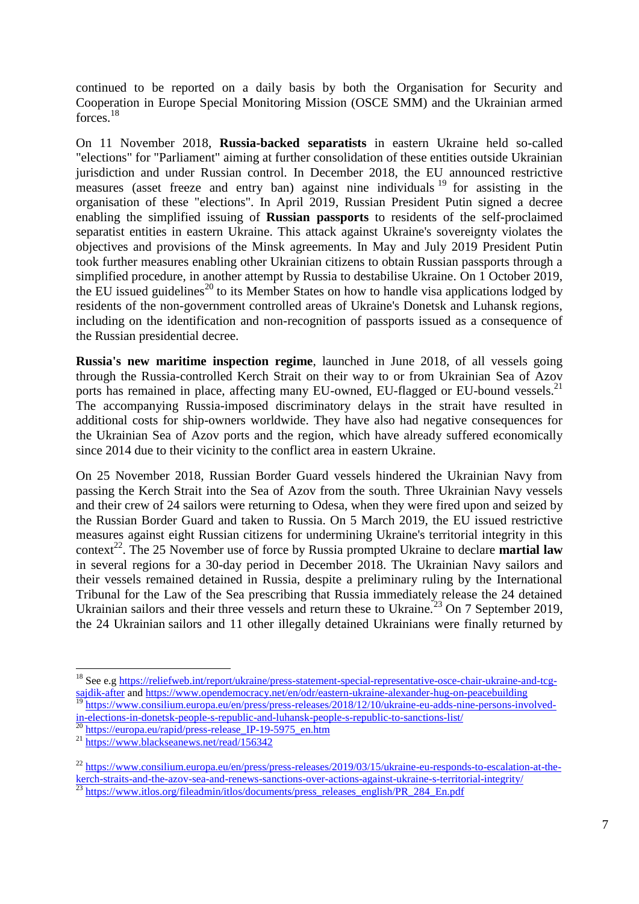continued to be reported on a daily basis by both the Organisation for Security and Cooperation in Europe Special Monitoring Mission (OSCE SMM) and the Ukrainian armed forces.[18]

On 11 November 2018, **Russia-backed separatists** in eastern Ukraine held so-called "elections" for "Parliament" aiming at further consolidation of these entities outside Ukrainian jurisdiction and under Russian control. In December 2018, the EU announced restrictive measures (asset freeze and entry ban) against nine individuals [19] for assisting in the organisation of these "elections". In April 2019, Russian President Putin signed a decree enabling the simplified issuing of **Russian passports** to residents of the self-proclaimed separatist entities in eastern Ukraine. This attack against Ukraine's sovereignty violates the objectives and provisions of the Minsk agreements. In May and July 2019 President Putin took further measures enabling other Ukrainian citizens to obtain Russian passports through a simplified procedure, in another attempt by Russia to destabilise Ukraine. On 1 October 2019, the EU issued guidelines[20] to its Member States on how to handle visa applications lodged by residents of the non-government controlled areas of Ukraine's Donetsk and Luhansk regions, including on the identification and non-recognition of passports issued as a consequence of the Russian presidential decree.

**Russia's new maritime inspection regime**, launched in June 2018, of all vessels going through the Russia-controlled Kerch Strait on their way to or from Ukrainian Sea of Azov ports has remained in place, affecting many EU-owned, EU-flagged or EU-bound vessels.[21] The accompanying Russia-imposed discriminatory delays in the strait have resulted in additional costs for ship-owners worldwide. They have also had negative consequences for the Ukrainian Sea of Azov ports and the region, which have already suffered economically since 2014 due to their vicinity to the conflict area in eastern Ukraine.

On 25 November 2018, Russian Border Guard vessels hindered the Ukrainian Navy from passing the Kerch Strait into the Sea of Azov from the south. Three Ukrainian Navy vessels and their crew of 24 sailors were returning to Odesa, when they were fired upon and seized by the Russian Border Guard and taken to Russia. On 5 March 2019, the EU issued restrictive measures against eight Russian citizens for undermining Ukraine's territorial integrity in this context[22]. The 25 November use of force by Russia prompted Ukraine to declare **martial law** in several regions for a 30-day period in December 2018. The Ukrainian Navy sailors and their vessels remained detained in Russia, despite a preliminary ruling by the International Tribunal for the Law of the Sea prescribing that Russia immediately release the 24 detained Ukrainian sailors and their three vessels and return these to Ukraine.[23] On 7 September 2019, the 24 Ukrainian sailors and 11 other illegally detained Ukrainians were finally returned by

---

[18] See e.g https://reliefweb.int/report/ukraine/press-statement-special-representative-osce-chair-ukraine-and-tcg-sajdik-after and https://www.opendemocracy.net/en/odr/eastern-ukraine-alexander-hug-on-peacebuilding

[19] https://www.consilium.europa.eu/en/press/press-releases/2018/12/10/ukraine-eu-adds-nine-persons-involved-in-elections-in-donetsk-people-s-republic-and-luhansk-people-s-republic-to-sanctions-list/

[20] https://europa.eu/rapid/press-release_IP-19-5975_en.htm

[21] https://www.blackseanews.net/read/156342

[22] https://www.consilium.europa.eu/en/press/press-releases/2019/03/15/ukraine-eu-responds-to-escalation-at-the-kerch-straits-and-the-azov-sea-and-renews-sanctions-over-actions-against-ukraine-s-territorial-integrity/

[23] https://www.itlos.org/fileadmin/itlos/documents/press_releases_english/PR_284_En.pdf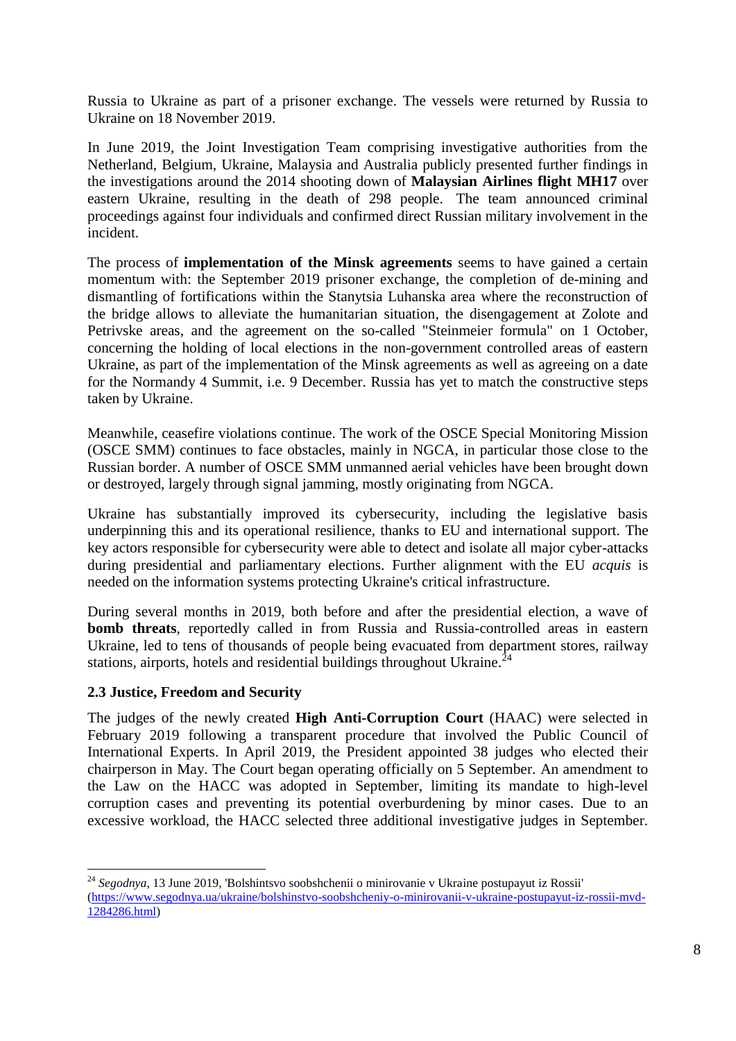Russia to Ukraine as part of a prisoner exchange. The vessels were returned by Russia to Ukraine on 18 November 2019.

In June 2019, the Joint Investigation Team comprising investigative authorities from the Netherland, Belgium, Ukraine, Malaysia and Australia publicly presented further findings in the investigations around the 2014 shooting down of **Malaysian Airlines flight MH17** over eastern Ukraine, resulting in the death of 298 people. The team announced criminal proceedings against four individuals and confirmed direct Russian military involvement in the incident.

The process of **implementation of the Minsk agreements** seems to have gained a certain momentum with: the September 2019 prisoner exchange, the completion of de-mining and dismantling of fortifications within the Stanytsia Luhanska area where the reconstruction of the bridge allows to alleviate the humanitarian situation, the disengagement at Zolote and Petrivske areas, and the agreement on the so-called "Steinmeier formula" on 1 October, concerning the holding of local elections in the non-government controlled areas of eastern Ukraine, as part of the implementation of the Minsk agreements as well as agreeing on a date for the Normandy 4 Summit, i.e. 9 December. Russia has yet to match the constructive steps taken by Ukraine.

Meanwhile, ceasefire violations continue. The work of the OSCE Special Monitoring Mission (OSCE SMM) continues to face obstacles, mainly in NGCA, in particular those close to the Russian border. A number of OSCE SMM unmanned aerial vehicles have been brought down or destroyed, largely through signal jamming, mostly originating from NGCA.

Ukraine has substantially improved its cybersecurity, including the legislative basis underpinning this and its operational resilience, thanks to EU and international support. The key actors responsible for cybersecurity were able to detect and isolate all major cyber-attacks during presidential and parliamentary elections. Further alignment with the EU *acquis* is needed on the information systems protecting Ukraine's critical infrastructure.

During several months in 2019, both before and after the presidential election, a wave of **bomb threats**, reportedly called in from Russia and Russia-controlled areas in eastern Ukraine, led to tens of thousands of people being evacuated from department stores, railway stations, airports, hotels and residential buildings throughout Ukraine.[24]

### 2.3 Justice, Freedom and Security

The judges of the newly created **High Anti-Corruption Court** (HAAC) were selected in February 2019 following a transparent procedure that involved the Public Council of International Experts. In April 2019, the President appointed 38 judges who elected their chairperson in May. The Court began operating officially on 5 September. An amendment to the Law on the HACC was adopted in September, limiting its mandate to high-level corruption cases and preventing its potential overburdening by minor cases. Due to an excessive workload, the HACC selected three additional investigative judges in September.

---

[24] *Segodnya*, 13 June 2019, 'Bolshintsvo soobshchenii o minirovanie v Ukraine postupayut iz Rossii' (https://www.segodnya.ua/ukraine/bolshinstvo-soobshcheniy-o-minirovanii-v-ukraine-postupayut-iz-rossii-mvd-1284286.html)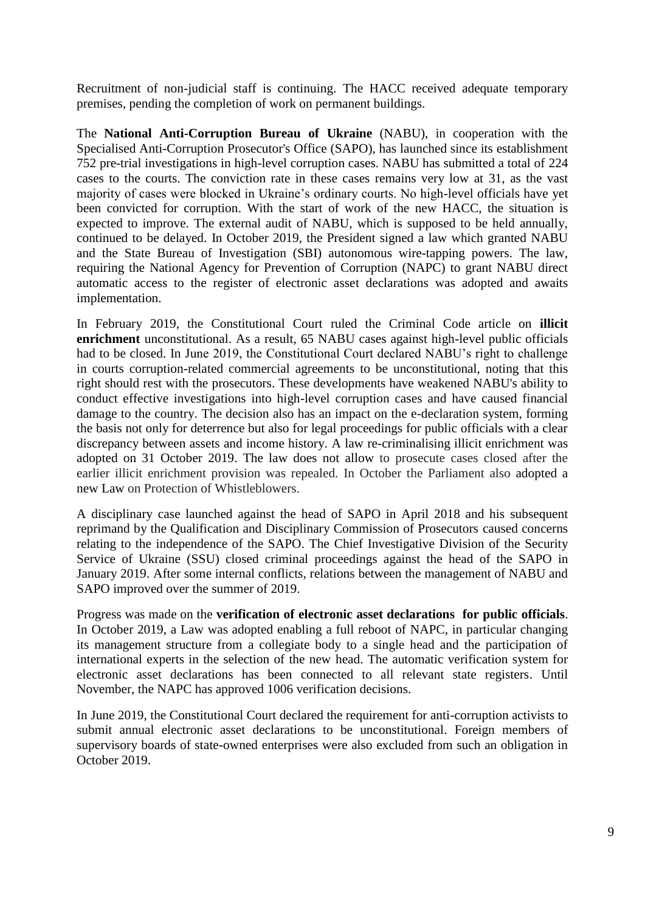Recruitment of non-judicial staff is continuing. The HACC received adequate temporary premises, pending the completion of work on permanent buildings.

The **National Anti-Corruption Bureau of Ukraine** (NABU), in cooperation with the Specialised Anti-Corruption Prosecutor's Office (SAPO), has launched since its establishment 752 pre-trial investigations in high-level corruption cases. NABU has submitted a total of 224 cases to the courts. The conviction rate in these cases remains very low at 31, as the vast majority of cases were blocked in Ukraine's ordinary courts. No high-level officials have yet been convicted for corruption. With the start of work of the new HACC, the situation is expected to improve. The external audit of NABU, which is supposed to be held annually, continued to be delayed. In October 2019, the President signed a law which granted NABU and the State Bureau of Investigation (SBI) autonomous wire-tapping powers. The law, requiring the National Agency for Prevention of Corruption (NAPC) to grant NABU direct automatic access to the register of electronic asset declarations was adopted and awaits implementation.

In February 2019, the Constitutional Court ruled the Criminal Code article on **illicit enrichment** unconstitutional. As a result, 65 NABU cases against high-level public officials had to be closed. In June 2019, the Constitutional Court declared NABU's right to challenge in courts corruption-related commercial agreements to be unconstitutional, noting that this right should rest with the prosecutors. These developments have weakened NABU's ability to conduct effective investigations into high-level corruption cases and have caused financial damage to the country. The decision also has an impact on the e-declaration system, forming the basis not only for deterrence but also for legal proceedings for public officials with a clear discrepancy between assets and income history. A law re-criminalising illicit enrichment was adopted on 31 October 2019. The law does not allow to prosecute cases closed after the earlier illicit enrichment provision was repealed. In October the Parliament also adopted a new Law on Protection of Whistleblowers.

A disciplinary case launched against the head of SAPO in April 2018 and his subsequent reprimand by the Qualification and Disciplinary Commission of Prosecutors caused concerns relating to the independence of the SAPO. The Chief Investigative Division of the Security Service of Ukraine (SSU) closed criminal proceedings against the head of the SAPO in January 2019. After some internal conflicts, relations between the management of NABU and SAPO improved over the summer of 2019.

Progress was made on the **verification of electronic asset declarations for public officials**. In October 2019, a Law was adopted enabling a full reboot of NAPC, in particular changing its management structure from a collegiate body to a single head and the participation of international experts in the selection of the new head. The automatic verification system for electronic asset declarations has been connected to all relevant state registers. Until November, the NAPC has approved 1006 verification decisions.

In June 2019, the Constitutional Court declared the requirement for anti-corruption activists to submit annual electronic asset declarations to be unconstitutional. Foreign members of supervisory boards of state-owned enterprises were also excluded from such an obligation in October 2019.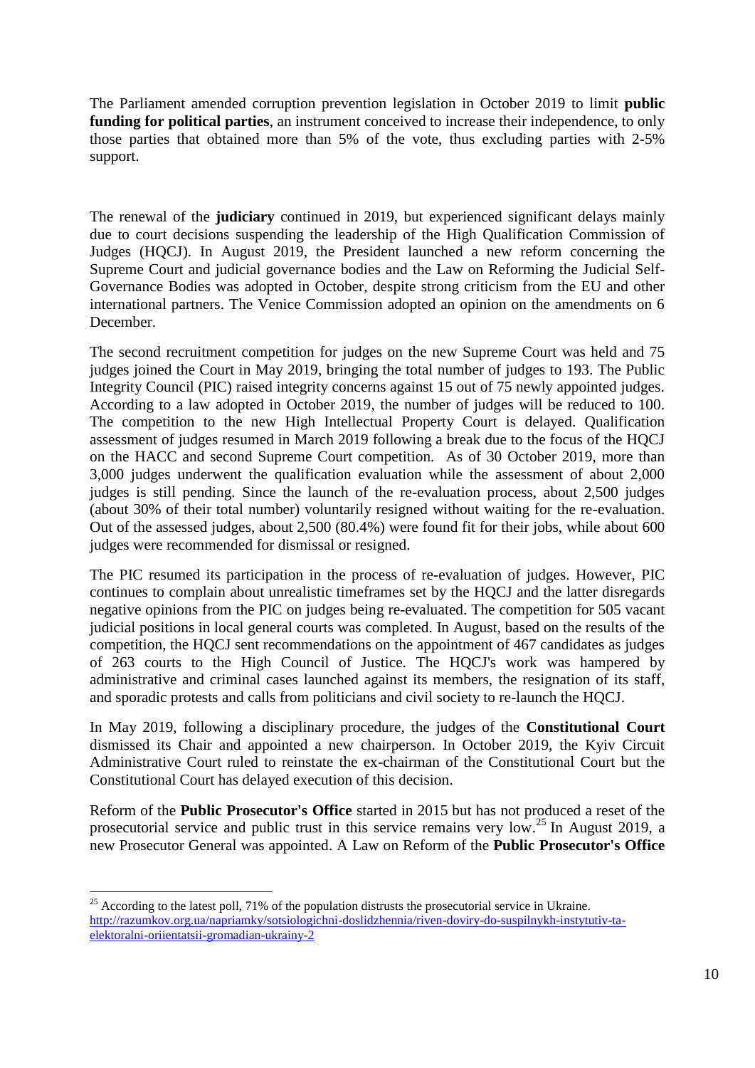The Parliament amended corruption prevention legislation in October 2019 to limit **public funding for political parties**, an instrument conceived to increase their independence, to only those parties that obtained more than 5% of the vote, thus excluding parties with 2-5% support.

The renewal of the **judiciary** continued in 2019, but experienced significant delays mainly due to court decisions suspending the leadership of the High Qualification Commission of Judges (HQCJ). In August 2019, the President launched a new reform concerning the Supreme Court and judicial governance bodies and the Law on Reforming the Judicial Self-Governance Bodies was adopted in October, despite strong criticism from the EU and other international partners. The Venice Commission adopted an opinion on the amendments on 6 December.

The second recruitment competition for judges on the new Supreme Court was held and 75 judges joined the Court in May 2019, bringing the total number of judges to 193. The Public Integrity Council (PIC) raised integrity concerns against 15 out of 75 newly appointed judges. According to a law adopted in October 2019, the number of judges will be reduced to 100. The competition to the new High Intellectual Property Court is delayed. Qualification assessment of judges resumed in March 2019 following a break due to the focus of the HQCJ on the HACC and second Supreme Court competition. As of 30 October 2019, more than 3,000 judges underwent the qualification evaluation while the assessment of about 2,000 judges is still pending. Since the launch of the re-evaluation process, about 2,500 judges (about 30% of their total number) voluntarily resigned without waiting for the re-evaluation. Out of the assessed judges, about 2,500 (80.4%) were found fit for their jobs, while about 600 judges were recommended for dismissal or resigned.

The PIC resumed its participation in the process of re-evaluation of judges. However, PIC continues to complain about unrealistic timeframes set by the HQCJ and the latter disregards negative opinions from the PIC on judges being re-evaluated. The competition for 505 vacant judicial positions in local general courts was completed. In August, based on the results of the competition, the HQCJ sent recommendations on the appointment of 467 candidates as judges of 263 courts to the High Council of Justice. The HQCJ's work was hampered by administrative and criminal cases launched against its members, the resignation of its staff, and sporadic protests and calls from politicians and civil society to re-launch the HQCJ.

In May 2019, following a disciplinary procedure, the judges of the **Constitutional Court** dismissed its Chair and appointed a new chairperson. In October 2019, the Kyiv Circuit Administrative Court ruled to reinstate the ex-chairman of the Constitutional Court but the Constitutional Court has delayed execution of this decision.

Reform of the **Public Prosecutor's Office** started in 2015 but has not produced a reset of the prosecutorial service and public trust in this service remains very low.[25] In August 2019, a new Prosecutor General was appointed. A Law on Reform of the **Public Prosecutor's Office**

[25] According to the latest poll, 71% of the population distrusts the prosecutorial service in Ukraine. http://razumkov.org.ua/napriamky/sotsiologichni-doslidzhennia/riven-doviry-do-suspilnykh-instytutiv-ta-elektoralni-oriientatsii-gromadian-ukrainy-2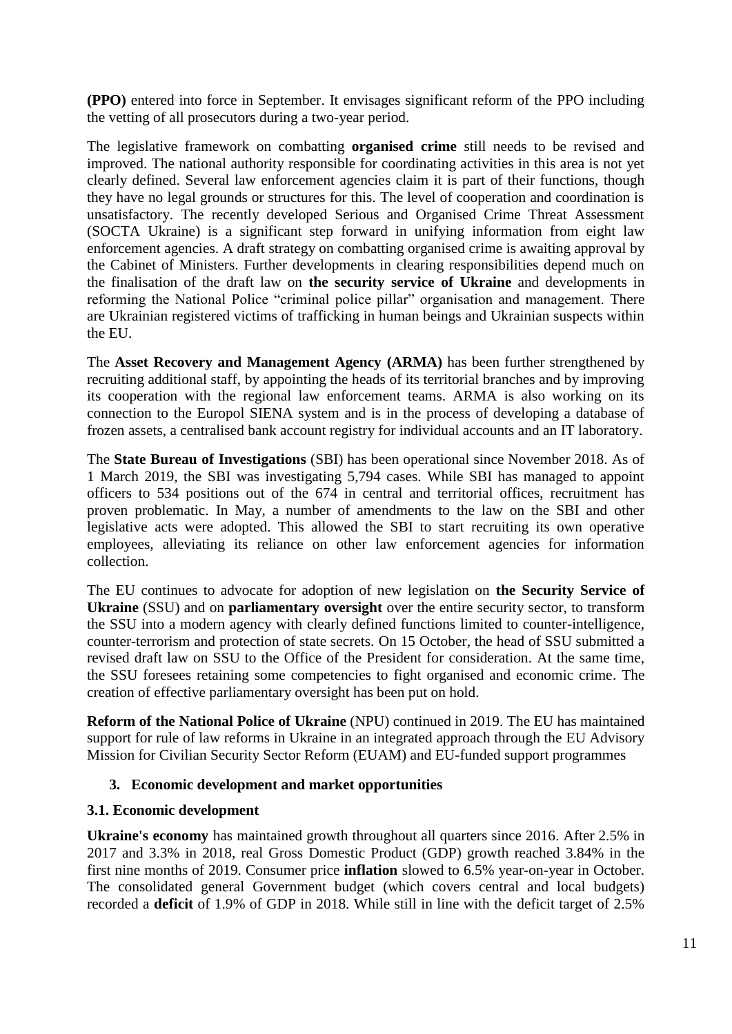**(PPO)** entered into force in September. It envisages significant reform of the PPO including the vetting of all prosecutors during a two-year period.

The legislative framework on combatting **organised crime** still needs to be revised and improved. The national authority responsible for coordinating activities in this area is not yet clearly defined. Several law enforcement agencies claim it is part of their functions, though they have no legal grounds or structures for this. The level of cooperation and coordination is unsatisfactory. The recently developed Serious and Organised Crime Threat Assessment (SOCTA Ukraine) is a significant step forward in unifying information from eight law enforcement agencies. A draft strategy on combatting organised crime is awaiting approval by the Cabinet of Ministers. Further developments in clearing responsibilities depend much on the finalisation of the draft law on **the security service of Ukraine** and developments in reforming the National Police "criminal police pillar" organisation and management. There are Ukrainian registered victims of trafficking in human beings and Ukrainian suspects within the EU.

The **Asset Recovery and Management Agency (ARMA)** has been further strengthened by recruiting additional staff, by appointing the heads of its territorial branches and by improving its cooperation with the regional law enforcement teams. ARMA is also working on its connection to the Europol SIENA system and is in the process of developing a database of frozen assets, a centralised bank account registry for individual accounts and an IT laboratory.

The **State Bureau of Investigations** (SBI) has been operational since November 2018. As of 1 March 2019, the SBI was investigating 5,794 cases. While SBI has managed to appoint officers to 534 positions out of the 674 in central and territorial offices, recruitment has proven problematic. In May, a number of amendments to the law on the SBI and other legislative acts were adopted. This allowed the SBI to start recruiting its own operative employees, alleviating its reliance on other law enforcement agencies for information collection.

The EU continues to advocate for adoption of new legislation on **the Security Service of Ukraine** (SSU) and on **parliamentary oversight** over the entire security sector, to transform the SSU into a modern agency with clearly defined functions limited to counter-intelligence, counter-terrorism and protection of state secrets. On 15 October, the head of SSU submitted a revised draft law on SSU to the Office of the President for consideration. At the same time, the SSU foresees retaining some competencies to fight organised and economic crime. The creation of effective parliamentary oversight has been put on hold.

**Reform of the National Police of Ukraine** (NPU) continued in 2019. The EU has maintained support for rule of law reforms in Ukraine in an integrated approach through the EU Advisory Mission for Civilian Security Sector Reform (EUAM) and EU-funded support programmes

## 3. Economic development and market opportunities

### 3.1. Economic development

**Ukraine's economy** has maintained growth throughout all quarters since 2016. After 2.5% in 2017 and 3.3% in 2018, real Gross Domestic Product (GDP) growth reached 3.84% in the first nine months of 2019. Consumer price **inflation** slowed to 6.5% year-on-year in October. The consolidated general Government budget (which covers central and local budgets) recorded a **deficit** of 1.9% of GDP in 2018. While still in line with the deficit target of 2.5%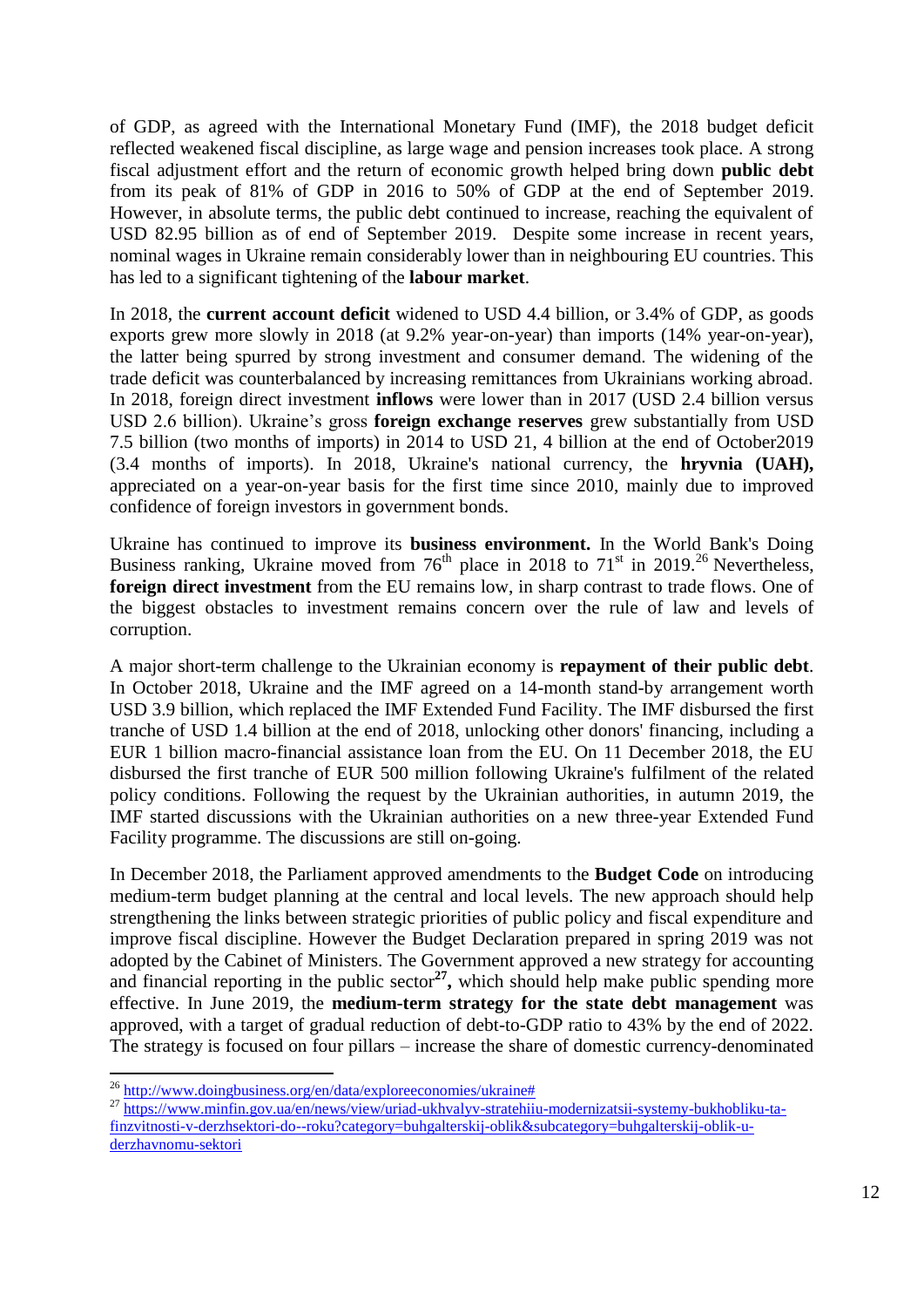of GDP, as agreed with the International Monetary Fund (IMF), the 2018 budget deficit reflected weakened fiscal discipline, as large wage and pension increases took place. A strong fiscal adjustment effort and the return of economic growth helped bring down **public debt** from its peak of 81% of GDP in 2016 to 50% of GDP at the end of September 2019. However, in absolute terms, the public debt continued to increase, reaching the equivalent of USD 82.95 billion as of end of September 2019. Despite some increase in recent years, nominal wages in Ukraine remain considerably lower than in neighbouring EU countries. This has led to a significant tightening of the **labour market**.

In 2018, the **current account deficit** widened to USD 4.4 billion, or 3.4% of GDP, as goods exports grew more slowly in 2018 (at 9.2% year-on-year) than imports (14% year-on-year), the latter being spurred by strong investment and consumer demand. The widening of the trade deficit was counterbalanced by increasing remittances from Ukrainians working abroad. In 2018, foreign direct investment **inflows** were lower than in 2017 (USD 2.4 billion versus USD 2.6 billion). Ukraine's gross **foreign exchange reserves** grew substantially from USD 7.5 billion (two months of imports) in 2014 to USD 21, 4 billion at the end of October2019 (3.4 months of imports). In 2018, Ukraine's national currency, the **hryvnia (UAH),** appreciated on a year-on-year basis for the first time since 2010, mainly due to improved confidence of foreign investors in government bonds.

Ukraine has continued to improve its **business environment.** In the World Bank's Doing Business ranking, Ukraine moved from 76th place in 2018 to 71st in 2019.[26] Nevertheless, **foreign direct investment** from the EU remains low, in sharp contrast to trade flows. One of the biggest obstacles to investment remains concern over the rule of law and levels of corruption.

A major short-term challenge to the Ukrainian economy is **repayment of their public debt**. In October 2018, Ukraine and the IMF agreed on a 14-month stand-by arrangement worth USD 3.9 billion, which replaced the IMF Extended Fund Facility. The IMF disbursed the first tranche of USD 1.4 billion at the end of 2018, unlocking other donors' financing, including a EUR 1 billion macro-financial assistance loan from the EU. On 11 December 2018, the EU disbursed the first tranche of EUR 500 million following Ukraine's fulfilment of the related policy conditions. Following the request by the Ukrainian authorities, in autumn 2019, the IMF started discussions with the Ukrainian authorities on a new three-year Extended Fund Facility programme. The discussions are still on-going.

In December 2018, the Parliament approved amendments to the **Budget Code** on introducing medium-term budget planning at the central and local levels. The new approach should help strengthening the links between strategic priorities of public policy and fiscal expenditure and improve fiscal discipline. However the Budget Declaration prepared in spring 2019 was not adopted by the Cabinet of Ministers. The Government approved a new strategy for accounting and financial reporting in the public sector[27]**,** which should help make public spending more effective. In June 2019, the **medium-term strategy for the state debt management** was approved, with a target of gradual reduction of debt-to-GDP ratio to 43% by the end of 2022. The strategy is focused on four pillars – increase the share of domestic currency-denominated

[26] http://www.doingbusiness.org/en/data/exploreeconomies/ukraine#

[27] https://www.minfin.gov.ua/en/news/view/uriad-ukhvalyv-stratehiiu-modernizatsii-systemy-bukhobliku-ta-finzvitnosti-v-derzhsektori-do--roku?category=buhgalterskij-oblik&subcategory=buhgalterskij-oblik-u-derzhavnomu-sektori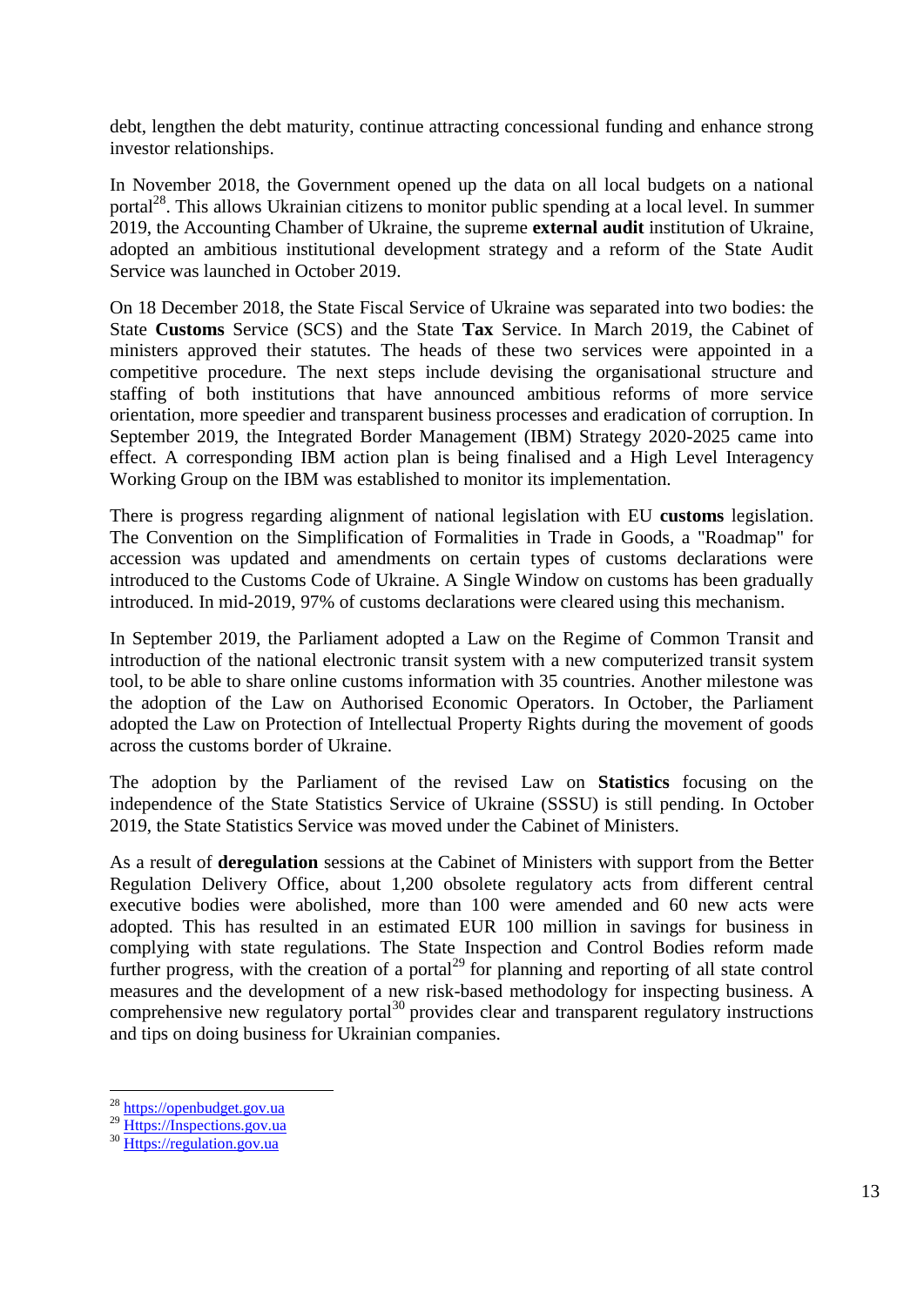debt, lengthen the debt maturity, continue attracting concessional funding and enhance strong investor relationships.

In November 2018, the Government opened up the data on all local budgets on a national portal[28]. This allows Ukrainian citizens to monitor public spending at a local level. In summer 2019, the Accounting Chamber of Ukraine, the supreme **external audit** institution of Ukraine, adopted an ambitious institutional development strategy and a reform of the State Audit Service was launched in October 2019.

On 18 December 2018, the State Fiscal Service of Ukraine was separated into two bodies: the State **Customs** Service (SCS) and the State **Tax** Service. In March 2019, the Cabinet of ministers approved their statutes. The heads of these two services were appointed in a competitive procedure. The next steps include devising the organisational structure and staffing of both institutions that have announced ambitious reforms of more service orientation, more speedier and transparent business processes and eradication of corruption. In September 2019, the Integrated Border Management (IBM) Strategy 2020-2025 came into effect. A corresponding IBM action plan is being finalised and a High Level Interagency Working Group on the IBM was established to monitor its implementation.

There is progress regarding alignment of national legislation with EU **customs** legislation. The Convention on the Simplification of Formalities in Trade in Goods, a "Roadmap" for accession was updated and amendments on certain types of customs declarations were introduced to the Customs Code of Ukraine. A Single Window on customs has been gradually introduced. In mid-2019, 97% of customs declarations were cleared using this mechanism.

In September 2019, the Parliament adopted a Law on the Regime of Common Transit and introduction of the national electronic transit system with a new computerized transit system tool, to be able to share online customs information with 35 countries. Another milestone was the adoption of the Law on Authorised Economic Operators. In October, the Parliament adopted the Law on Protection of Intellectual Property Rights during the movement of goods across the customs border of Ukraine.

The adoption by the Parliament of the revised Law on **Statistics** focusing on the independence of the State Statistics Service of Ukraine (SSSU) is still pending. In October 2019, the State Statistics Service was moved under the Cabinet of Ministers.

As a result of **deregulation** sessions at the Cabinet of Ministers with support from the Better Regulation Delivery Office, about 1,200 obsolete regulatory acts from different central executive bodies were abolished, more than 100 were amended and 60 new acts were adopted. This has resulted in an estimated EUR 100 million in savings for business in complying with state regulations. The State Inspection and Control Bodies reform made further progress, with the creation of a portal[29] for planning and reporting of all state control measures and the development of a new risk-based methodology for inspecting business. A comprehensive new regulatory portal[30] provides clear and transparent regulatory instructions and tips on doing business for Ukrainian companies.

---

[28] https://openbudget.gov.ua

[29] Https://Inspections.gov.ua

[30] Https://regulation.gov.ua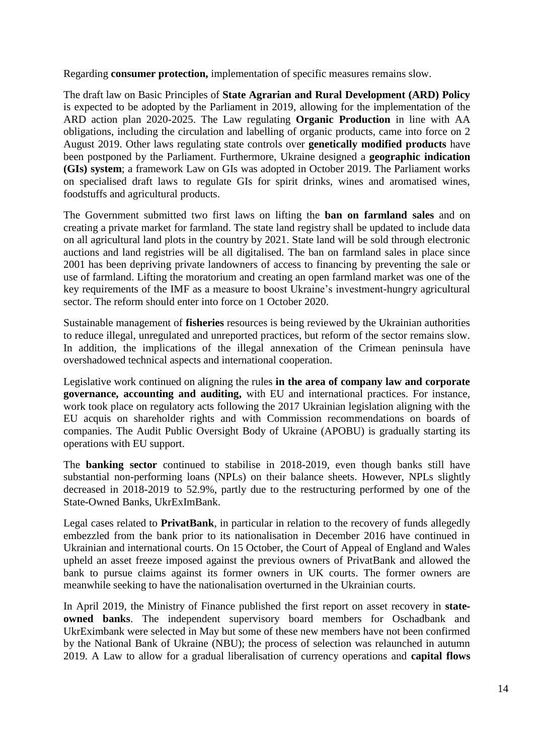Regarding **consumer protection,** implementation of specific measures remains slow.

The draft law on Basic Principles of **State Agrarian and Rural Development (ARD) Policy** is expected to be adopted by the Parliament in 2019, allowing for the implementation of the ARD action plan 2020-2025. The Law regulating **Organic Production** in line with AA obligations, including the circulation and labelling of organic products, came into force on 2 August 2019. Other laws regulating state controls over **genetically modified products** have been postponed by the Parliament. Furthermore, Ukraine designed a **geographic indication (GIs) system**; a framework Law on GIs was adopted in October 2019. The Parliament works on specialised draft laws to regulate GIs for spirit drinks, wines and aromatised wines, foodstuffs and agricultural products.

The Government submitted two first laws on lifting the **ban on farmland sales** and on creating a private market for farmland. The state land registry shall be updated to include data on all agricultural land plots in the country by 2021. State land will be sold through electronic auctions and land registries will be all digitalised. The ban on farmland sales in place since 2001 has been depriving private landowners of access to financing by preventing the sale or use of farmland. Lifting the moratorium and creating an open farmland market was one of the key requirements of the IMF as a measure to boost Ukraine's investment-hungry agricultural sector. The reform should enter into force on 1 October 2020.

Sustainable management of **fisheries** resources is being reviewed by the Ukrainian authorities to reduce illegal, unregulated and unreported practices, but reform of the sector remains slow. In addition, the implications of the illegal annexation of the Crimean peninsula have overshadowed technical aspects and international cooperation.

Legislative work continued on aligning the rules **in the area of company law and corporate governance, accounting and auditing,** with EU and international practices. For instance, work took place on regulatory acts following the 2017 Ukrainian legislation aligning with the EU acquis on shareholder rights and with Commission recommendations on boards of companies. The Audit Public Oversight Body of Ukraine (APOBU) is gradually starting its operations with EU support.

The **banking sector** continued to stabilise in 2018-2019, even though banks still have substantial non-performing loans (NPLs) on their balance sheets. However, NPLs slightly decreased in 2018-2019 to 52.9%, partly due to the restructuring performed by one of the State-Owned Banks, UkrExImBank.

Legal cases related to **PrivatBank**, in particular in relation to the recovery of funds allegedly embezzled from the bank prior to its nationalisation in December 2016 have continued in Ukrainian and international courts. On 15 October, the Court of Appeal of England and Wales upheld an asset freeze imposed against the previous owners of PrivatBank and allowed the bank to pursue claims against its former owners in UK courts. The former owners are meanwhile seeking to have the nationalisation overturned in the Ukrainian courts.

In April 2019, the Ministry of Finance published the first report on asset recovery in **state-owned banks**. The independent supervisory board members for Oschadbank and UkrEximbank were selected in May but some of these new members have not been confirmed by the National Bank of Ukraine (NBU); the process of selection was relaunched in autumn 2019. A Law to allow for a gradual liberalisation of currency operations and **capital flows**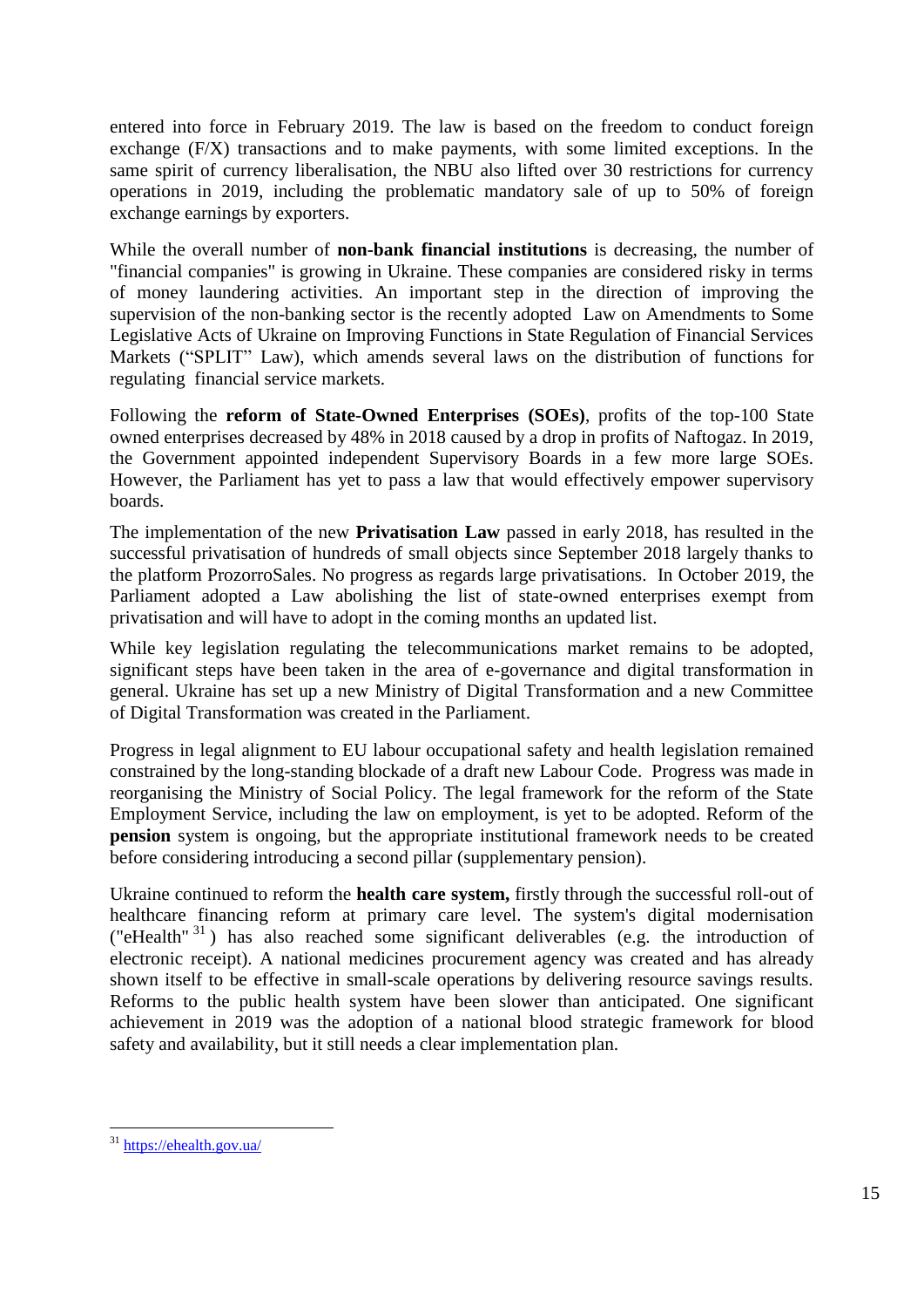entered into force in February 2019. The law is based on the freedom to conduct foreign exchange (F/X) transactions and to make payments, with some limited exceptions. In the same spirit of currency liberalisation, the NBU also lifted over 30 restrictions for currency operations in 2019, including the problematic mandatory sale of up to 50% of foreign exchange earnings by exporters.

While the overall number of **non-bank financial institutions** is decreasing, the number of "financial companies" is growing in Ukraine. These companies are considered risky in terms of money laundering activities. An important step in the direction of improving the supervision of the non-banking sector is the recently adopted Law on Amendments to Some Legislative Acts of Ukraine on Improving Functions in State Regulation of Financial Services Markets ("SPLIT" Law), which amends several laws on the distribution of functions for regulating financial service markets.

Following the **reform of State-Owned Enterprises (SOEs)**, profits of the top-100 State owned enterprises decreased by 48% in 2018 caused by a drop in profits of Naftogaz. In 2019, the Government appointed independent Supervisory Boards in a few more large SOEs. However, the Parliament has yet to pass a law that would effectively empower supervisory boards.

The implementation of the new **Privatisation Law** passed in early 2018, has resulted in the successful privatisation of hundreds of small objects since September 2018 largely thanks to the platform ProzorroSales. No progress as regards large privatisations. In October 2019, the Parliament adopted a Law abolishing the list of state-owned enterprises exempt from privatisation and will have to adopt in the coming months an updated list.

While key legislation regulating the telecommunications market remains to be adopted, significant steps have been taken in the area of e-governance and digital transformation in general. Ukraine has set up a new Ministry of Digital Transformation and a new Committee of Digital Transformation was created in the Parliament.

Progress in legal alignment to EU labour occupational safety and health legislation remained constrained by the long-standing blockade of a draft new Labour Code. Progress was made in reorganising the Ministry of Social Policy. The legal framework for the reform of the State Employment Service, including the law on employment, is yet to be adopted. Reform of the **pension** system is ongoing, but the appropriate institutional framework needs to be created before considering introducing a second pillar (supplementary pension).

Ukraine continued to reform the **health care system,** firstly through the successful roll-out of healthcare financing reform at primary care level. The system's digital modernisation ("eHealth"[31]) has also reached some significant deliverables (e.g. the introduction of electronic receipt). A national medicines procurement agency was created and has already shown itself to be effective in small-scale operations by delivering resource savings results. Reforms to the public health system have been slower than anticipated. One significant achievement in 2019 was the adoption of a national blood strategic framework for blood safety and availability, but it still needs a clear implementation plan.

---

[31] https://ehealth.gov.ua/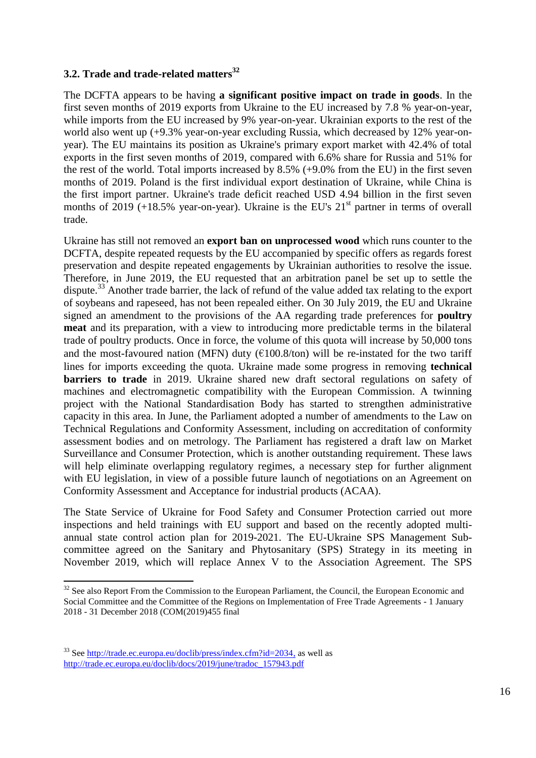### 3.2. Trade and trade-related matters[32]

The DCFTA appears to be having **a significant positive impact on trade in goods**. In the first seven months of 2019 exports from Ukraine to the EU increased by 7.8 % year-on-year, while imports from the EU increased by 9% year-on-year. Ukrainian exports to the rest of the world also went up (+9.3% year-on-year excluding Russia, which decreased by 12% year-on-year). The EU maintains its position as Ukraine's primary export market with 42.4% of total exports in the first seven months of 2019, compared with 6.6% share for Russia and 51% for the rest of the world. Total imports increased by 8.5% (+9.0% from the EU) in the first seven months of 2019. Poland is the first individual export destination of Ukraine, while China is the first import partner. Ukraine's trade deficit reached USD 4.94 billion in the first seven months of 2019 (+18.5% year-on-year). Ukraine is the EU's 21st partner in terms of overall trade.

Ukraine has still not removed an **export ban on unprocessed wood** which runs counter to the DCFTA, despite repeated requests by the EU accompanied by specific offers as regards forest preservation and despite repeated engagements by Ukrainian authorities to resolve the issue. Therefore, in June 2019, the EU requested that an arbitration panel be set up to settle the dispute.[33] Another trade barrier, the lack of refund of the value added tax relating to the export of soybeans and rapeseed, has not been repealed either. On 30 July 2019, the EU and Ukraine signed an amendment to the provisions of the AA regarding trade preferences for **poultry meat** and its preparation, with a view to introducing more predictable terms in the bilateral trade of poultry products. Once in force, the volume of this quota will increase by 50,000 tons and the most-favoured nation (MFN) duty (€100.8/ton) will be re-instated for the two tariff lines for imports exceeding the quota. Ukraine made some progress in removing **technical barriers to trade** in 2019. Ukraine shared new draft sectoral regulations on safety of machines and electromagnetic compatibility with the European Commission. A twinning project with the National Standardisation Body has started to strengthen administrative capacity in this area. In June, the Parliament adopted a number of amendments to the Law on Technical Regulations and Conformity Assessment, including on accreditation of conformity assessment bodies and on metrology. The Parliament has registered a draft law on Market Surveillance and Consumer Protection, which is another outstanding requirement. These laws will help eliminate overlapping regulatory regimes, a necessary step for further alignment with EU legislation, in view of a possible future launch of negotiations on an Agreement on Conformity Assessment and Acceptance for industrial products (ACAA).

The State Service of Ukraine for Food Safety and Consumer Protection carried out more inspections and held trainings with EU support and based on the recently adopted multi-annual state control action plan for 2019-2021. The EU-Ukraine SPS Management Sub-committee agreed on the Sanitary and Phytosanitary (SPS) Strategy in its meeting in November 2019, which will replace Annex V to the Association Agreement. The SPS

---

[32] See also Report From the Commission to the European Parliament, the Council, the European Economic and Social Committee and the Committee of the Regions on Implementation of Free Trade Agreements - 1 January 2018 - 31 December 2018 (COM(2019)455 final

[33] See http://trade.ec.europa.eu/doclib/press/index.cfm?id=2034, as well as http://trade.ec.europa.eu/doclib/docs/2019/june/tradoc_157943.pdf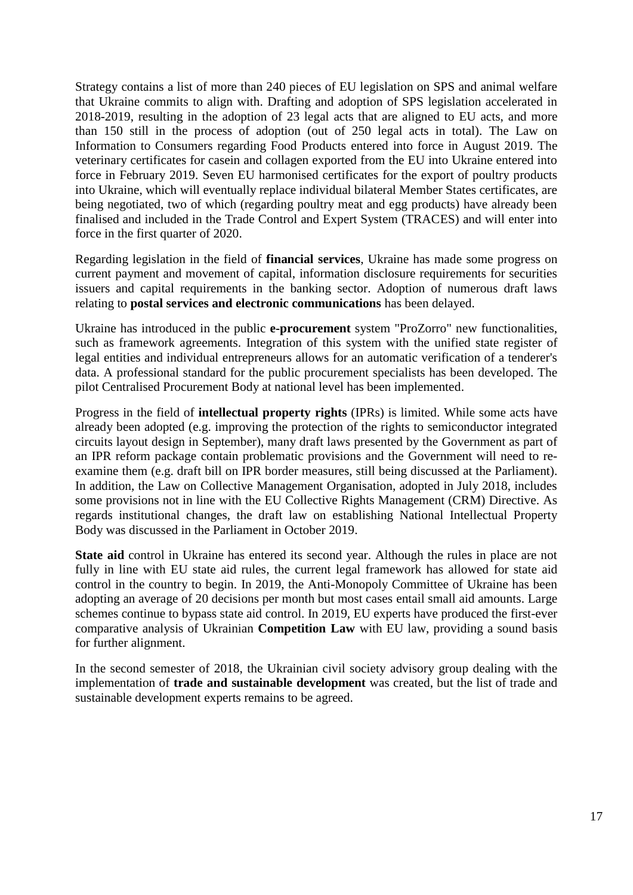Strategy contains a list of more than 240 pieces of EU legislation on SPS and animal welfare that Ukraine commits to align with. Drafting and adoption of SPS legislation accelerated in 2018-2019, resulting in the adoption of 23 legal acts that are aligned to EU acts, and more than 150 still in the process of adoption (out of 250 legal acts in total). The Law on Information to Consumers regarding Food Products entered into force in August 2019. The veterinary certificates for casein and collagen exported from the EU into Ukraine entered into force in February 2019. Seven EU harmonised certificates for the export of poultry products into Ukraine, which will eventually replace individual bilateral Member States certificates, are being negotiated, two of which (regarding poultry meat and egg products) have already been finalised and included in the Trade Control and Expert System (TRACES) and will enter into force in the first quarter of 2020.

Regarding legislation in the field of **financial services**, Ukraine has made some progress on current payment and movement of capital, information disclosure requirements for securities issuers and capital requirements in the banking sector. Adoption of numerous draft laws relating to **postal services and electronic communications** has been delayed.

Ukraine has introduced in the public **e-procurement** system "ProZorro" new functionalities, such as framework agreements. Integration of this system with the unified state register of legal entities and individual entrepreneurs allows for an automatic verification of a tenderer's data. A professional standard for the public procurement specialists has been developed. The pilot Centralised Procurement Body at national level has been implemented.

Progress in the field of **intellectual property rights** (IPRs) is limited. While some acts have already been adopted (e.g. improving the protection of the rights to semiconductor integrated circuits layout design in September), many draft laws presented by the Government as part of an IPR reform package contain problematic provisions and the Government will need to re-examine them (e.g. draft bill on IPR border measures, still being discussed at the Parliament). In addition, the Law on Collective Management Organisation, adopted in July 2018, includes some provisions not in line with the EU Collective Rights Management (CRM) Directive. As regards institutional changes, the draft law on establishing National Intellectual Property Body was discussed in the Parliament in October 2019.

**State aid** control in Ukraine has entered its second year. Although the rules in place are not fully in line with EU state aid rules, the current legal framework has allowed for state aid control in the country to begin. In 2019, the Anti-Monopoly Committee of Ukraine has been adopting an average of 20 decisions per month but most cases entail small aid amounts. Large schemes continue to bypass state aid control. In 2019, EU experts have produced the first-ever comparative analysis of Ukrainian **Competition Law** with EU law, providing a sound basis for further alignment.

In the second semester of 2018, the Ukrainian civil society advisory group dealing with the implementation of **trade and sustainable development** was created, but the list of trade and sustainable development experts remains to be agreed.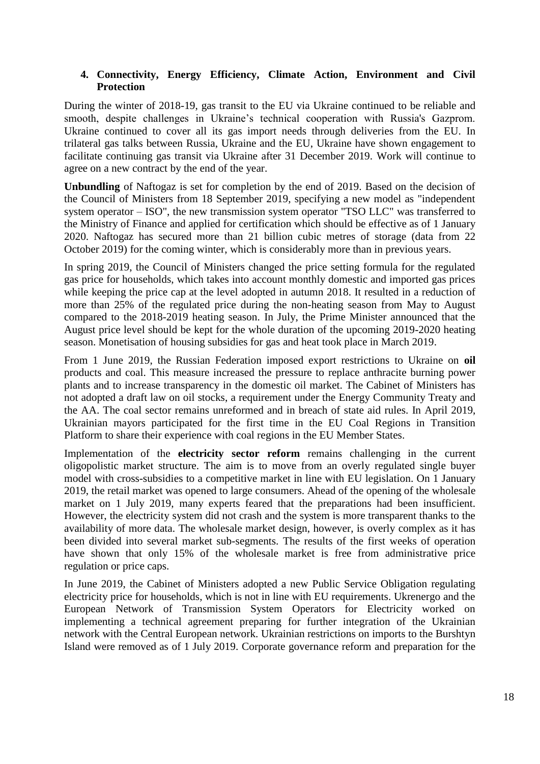## 4. Connectivity, Energy Efficiency, Climate Action, Environment and Civil Protection

During the winter of 2018-19, gas transit to the EU via Ukraine continued to be reliable and smooth, despite challenges in Ukraine's technical cooperation with Russia's Gazprom. Ukraine continued to cover all its gas import needs through deliveries from the EU. In trilateral gas talks between Russia, Ukraine and the EU, Ukraine have shown engagement to facilitate continuing gas transit via Ukraine after 31 December 2019. Work will continue to agree on a new contract by the end of the year.

**Unbundling** of Naftogaz is set for completion by the end of 2019. Based on the decision of the Council of Ministers from 18 September 2019, specifying a new model as "independent system operator – ISO", the new transmission system operator "TSO LLC" was transferred to the Ministry of Finance and applied for certification which should be effective as of 1 January 2020. Naftogaz has secured more than 21 billion cubic metres of storage (data from 22 October 2019) for the coming winter, which is considerably more than in previous years.

In spring 2019, the Council of Ministers changed the price setting formula for the regulated gas price for households, which takes into account monthly domestic and imported gas prices while keeping the price cap at the level adopted in autumn 2018. It resulted in a reduction of more than 25% of the regulated price during the non-heating season from May to August compared to the 2018-2019 heating season. In July, the Prime Minister announced that the August price level should be kept for the whole duration of the upcoming 2019-2020 heating season. Monetisation of housing subsidies for gas and heat took place in March 2019.

From 1 June 2019, the Russian Federation imposed export restrictions to Ukraine on **oil** products and coal. This measure increased the pressure to replace anthracite burning power plants and to increase transparency in the domestic oil market. The Cabinet of Ministers has not adopted a draft law on oil stocks, a requirement under the Energy Community Treaty and the AA. The coal sector remains unreformed and in breach of state aid rules. In April 2019, Ukrainian mayors participated for the first time in the EU Coal Regions in Transition Platform to share their experience with coal regions in the EU Member States.

Implementation of the **electricity sector reform** remains challenging in the current oligopolistic market structure. The aim is to move from an overly regulated single buyer model with cross-subsidies to a competitive market in line with EU legislation. On 1 January 2019, the retail market was opened to large consumers. Ahead of the opening of the wholesale market on 1 July 2019, many experts feared that the preparations had been insufficient. However, the electricity system did not crash and the system is more transparent thanks to the availability of more data. The wholesale market design, however, is overly complex as it has been divided into several market sub-segments. The results of the first weeks of operation have shown that only 15% of the wholesale market is free from administrative price regulation or price caps.

In June 2019, the Cabinet of Ministers adopted a new Public Service Obligation regulating electricity price for households, which is not in line with EU requirements. Ukrenergo and the European Network of Transmission System Operators for Electricity worked on implementing a technical agreement preparing for further integration of the Ukrainian network with the Central European network. Ukrainian restrictions on imports to the Burshtyn Island were removed as of 1 July 2019. Corporate governance reform and preparation for the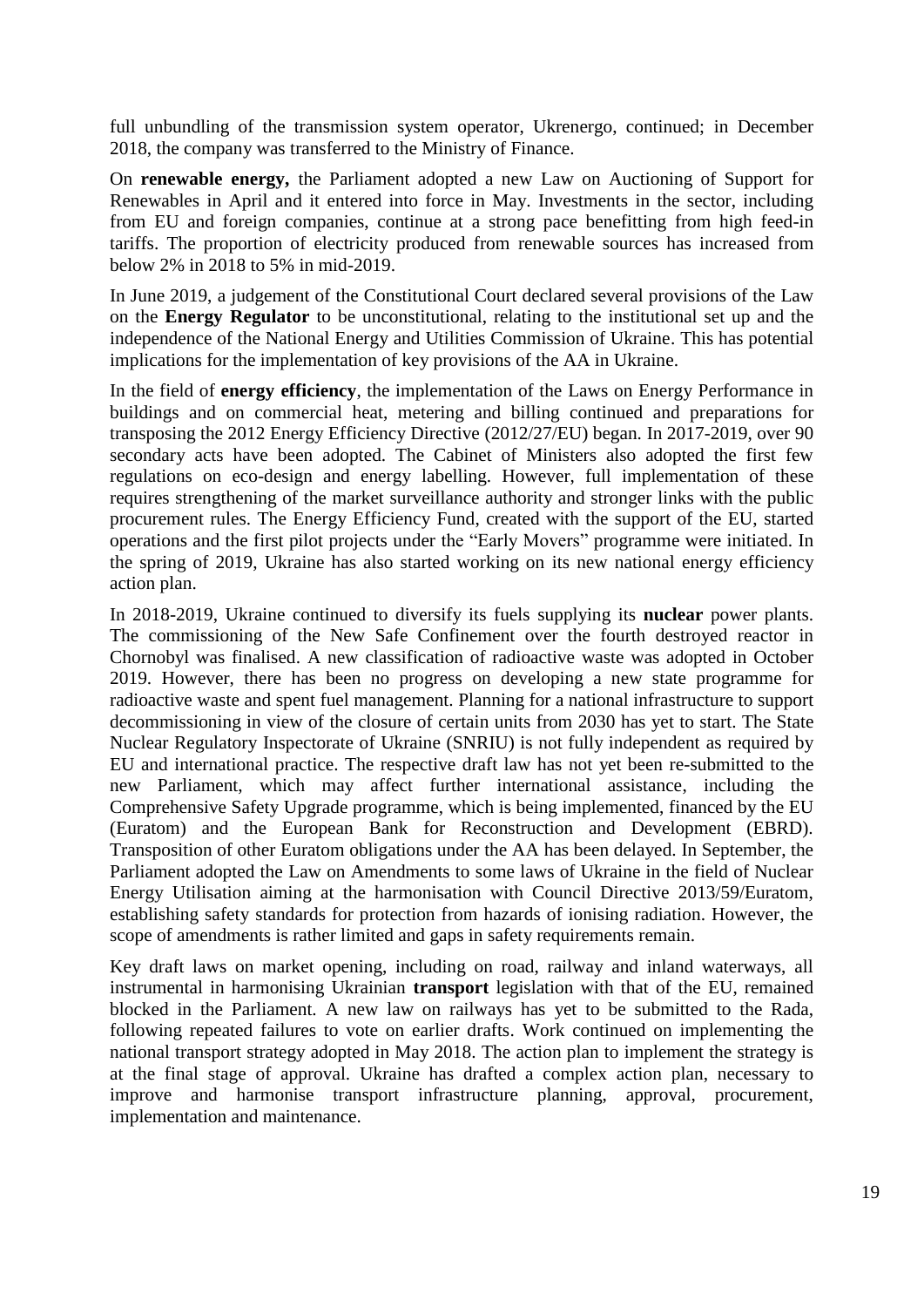full unbundling of the transmission system operator, Ukrenergo, continued; in December 2018, the company was transferred to the Ministry of Finance.

On **renewable energy,** the Parliament adopted a new Law on Auctioning of Support for Renewables in April and it entered into force in May. Investments in the sector, including from EU and foreign companies, continue at a strong pace benefitting from high feed-in tariffs. The proportion of electricity produced from renewable sources has increased from below 2% in 2018 to 5% in mid-2019.

In June 2019, a judgement of the Constitutional Court declared several provisions of the Law on the **Energy Regulator** to be unconstitutional, relating to the institutional set up and the independence of the National Energy and Utilities Commission of Ukraine. This has potential implications for the implementation of key provisions of the AA in Ukraine.

In the field of **energy efficiency**, the implementation of the Laws on Energy Performance in buildings and on commercial heat, metering and billing continued and preparations for transposing the 2012 Energy Efficiency Directive (2012/27/EU) began. In 2017-2019, over 90 secondary acts have been adopted. The Cabinet of Ministers also adopted the first few regulations on eco-design and energy labelling. However, full implementation of these requires strengthening of the market surveillance authority and stronger links with the public procurement rules. The Energy Efficiency Fund, created with the support of the EU, started operations and the first pilot projects under the "Early Movers" programme were initiated. In the spring of 2019, Ukraine has also started working on its new national energy efficiency action plan.

In 2018-2019, Ukraine continued to diversify its fuels supplying its **nuclear** power plants. The commissioning of the New Safe Confinement over the fourth destroyed reactor in Chornobyl was finalised. A new classification of radioactive waste was adopted in October 2019. However, there has been no progress on developing a new state programme for radioactive waste and spent fuel management. Planning for a national infrastructure to support decommissioning in view of the closure of certain units from 2030 has yet to start. The State Nuclear Regulatory Inspectorate of Ukraine (SNRIU) is not fully independent as required by EU and international practice. The respective draft law has not yet been re-submitted to the new Parliament, which may affect further international assistance, including the Comprehensive Safety Upgrade programme, which is being implemented, financed by the EU (Euratom) and the European Bank for Reconstruction and Development (EBRD). Transposition of other Euratom obligations under the AA has been delayed. In September, the Parliament adopted the Law on Amendments to some laws of Ukraine in the field of Nuclear Energy Utilisation aiming at the harmonisation with Council Directive 2013/59/Euratom, establishing safety standards for protection from hazards of ionising radiation. However, the scope of amendments is rather limited and gaps in safety requirements remain.

Key draft laws on market opening, including on road, railway and inland waterways, all instrumental in harmonising Ukrainian **transport** legislation with that of the EU, remained blocked in the Parliament. A new law on railways has yet to be submitted to the Rada, following repeated failures to vote on earlier drafts. Work continued on implementing the national transport strategy adopted in May 2018. The action plan to implement the strategy is at the final stage of approval. Ukraine has drafted a complex action plan, necessary to improve and harmonise transport infrastructure planning, approval, procurement, implementation and maintenance.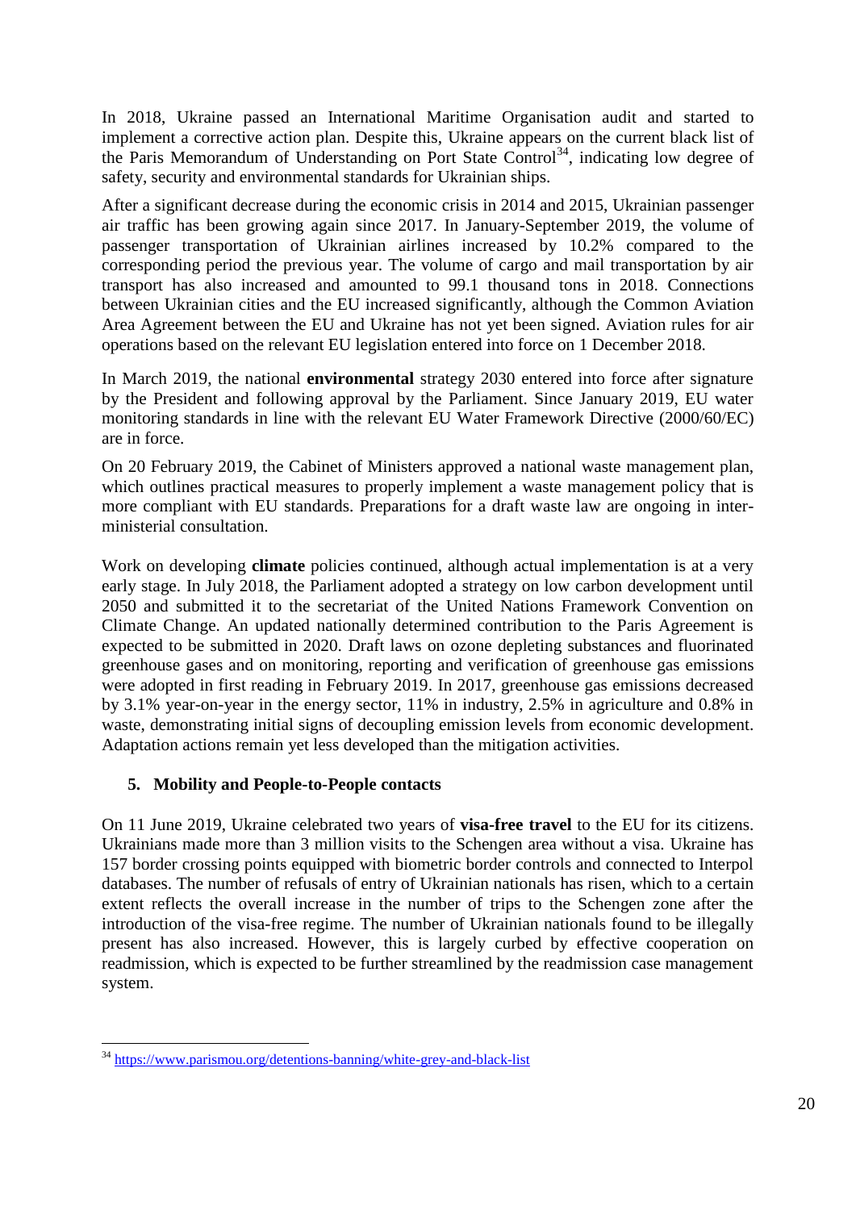In 2018, Ukraine passed an International Maritime Organisation audit and started to implement a corrective action plan. Despite this, Ukraine appears on the current black list of the Paris Memorandum of Understanding on Port State Control[34], indicating low degree of safety, security and environmental standards for Ukrainian ships.

After a significant decrease during the economic crisis in 2014 and 2015, Ukrainian passenger air traffic has been growing again since 2017. In January-September 2019, the volume of passenger transportation of Ukrainian airlines increased by 10.2% compared to the corresponding period the previous year. The volume of cargo and mail transportation by air transport has also increased and amounted to 99.1 thousand tons in 2018. Connections between Ukrainian cities and the EU increased significantly, although the Common Aviation Area Agreement between the EU and Ukraine has not yet been signed. Aviation rules for air operations based on the relevant EU legislation entered into force on 1 December 2018.

In March 2019, the national **environmental** strategy 2030 entered into force after signature by the President and following approval by the Parliament. Since January 2019, EU water monitoring standards in line with the relevant EU Water Framework Directive (2000/60/EC) are in force.

On 20 February 2019, the Cabinet of Ministers approved a national waste management plan, which outlines practical measures to properly implement a waste management policy that is more compliant with EU standards. Preparations for a draft waste law are ongoing in inter-ministerial consultation.

Work on developing **climate** policies continued, although actual implementation is at a very early stage. In July 2018, the Parliament adopted a strategy on low carbon development until 2050 and submitted it to the secretariat of the United Nations Framework Convention on Climate Change. An updated nationally determined contribution to the Paris Agreement is expected to be submitted in 2020. Draft laws on ozone depleting substances and fluorinated greenhouse gases and on monitoring, reporting and verification of greenhouse gas emissions were adopted in first reading in February 2019. In 2017, greenhouse gas emissions decreased by 3.1% year-on-year in the energy sector, 11% in industry, 2.5% in agriculture and 0.8% in waste, demonstrating initial signs of decoupling emission levels from economic development. Adaptation actions remain yet less developed than the mitigation activities.

## 5. Mobility and People-to-People contacts

On 11 June 2019, Ukraine celebrated two years of **visa-free travel** to the EU for its citizens. Ukrainians made more than 3 million visits to the Schengen area without a visa. Ukraine has 157 border crossing points equipped with biometric border controls and connected to Interpol databases. The number of refusals of entry of Ukrainian nationals has risen, which to a certain extent reflects the overall increase in the number of trips to the Schengen zone after the introduction of the visa-free regime. The number of Ukrainian nationals found to be illegally present has also increased. However, this is largely curbed by effective cooperation on readmission, which is expected to be further streamlined by the readmission case management system.

---

[34] https://www.parismou.org/detentions-banning/white-grey-and-black-list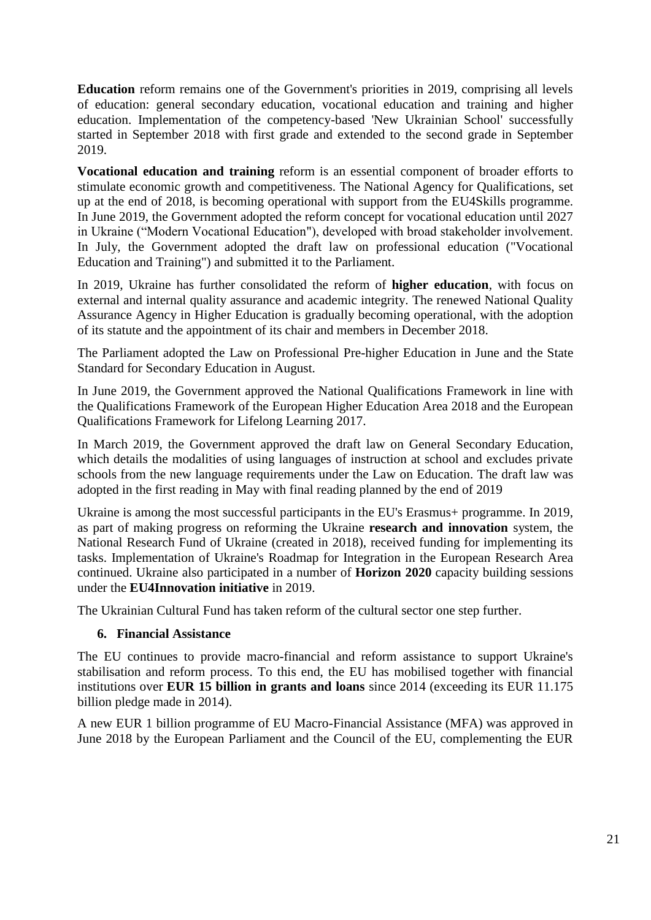**Education** reform remains one of the Government's priorities in 2019, comprising all levels of education: general secondary education, vocational education and training and higher education. Implementation of the competency-based 'New Ukrainian School' successfully started in September 2018 with first grade and extended to the second grade in September 2019.

**Vocational education and training** reform is an essential component of broader efforts to stimulate economic growth and competitiveness. The National Agency for Qualifications, set up at the end of 2018, is becoming operational with support from the EU4Skills programme. In June 2019, the Government adopted the reform concept for vocational education until 2027 in Ukraine ("Modern Vocational Education"), developed with broad stakeholder involvement. In July, the Government adopted the draft law on professional education ("Vocational Education and Training") and submitted it to the Parliament.

In 2019, Ukraine has further consolidated the reform of **higher education**, with focus on external and internal quality assurance and academic integrity. The renewed National Quality Assurance Agency in Higher Education is gradually becoming operational, with the adoption of its statute and the appointment of its chair and members in December 2018.

The Parliament adopted the Law on Professional Pre-higher Education in June and the State Standard for Secondary Education in August.

In June 2019, the Government approved the National Qualifications Framework in line with the Qualifications Framework of the European Higher Education Area 2018 and the European Qualifications Framework for Lifelong Learning 2017.

In March 2019, the Government approved the draft law on General Secondary Education, which details the modalities of using languages of instruction at school and excludes private schools from the new language requirements under the Law on Education. The draft law was adopted in the first reading in May with final reading planned by the end of 2019

Ukraine is among the most successful participants in the EU's Erasmus+ programme. In 2019, as part of making progress on reforming the Ukraine **research and innovation** system, the National Research Fund of Ukraine (created in 2018), received funding for implementing its tasks. Implementation of Ukraine's Roadmap for Integration in the European Research Area continued. Ukraine also participated in a number of **Horizon 2020** capacity building sessions under the **EU4Innovation initiative** in 2019.

The Ukrainian Cultural Fund has taken reform of the cultural sector one step further.

## 6. Financial Assistance

The EU continues to provide macro-financial and reform assistance to support Ukraine's stabilisation and reform process. To this end, the EU has mobilised together with financial institutions over **EUR 15 billion in grants and loans** since 2014 (exceeding its EUR 11.175 billion pledge made in 2014).

A new EUR 1 billion programme of EU Macro-Financial Assistance (MFA) was approved in June 2018 by the European Parliament and the Council of the EU, complementing the EUR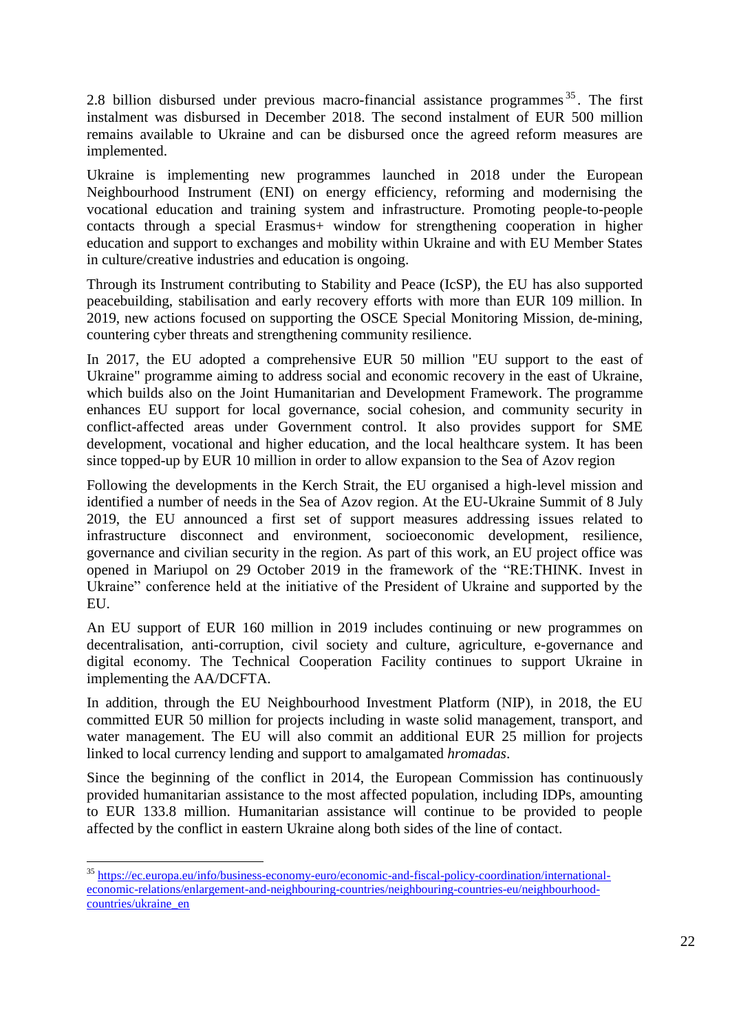2.8 billion disbursed under previous macro-financial assistance programmes[35]. The first instalment was disbursed in December 2018. The second instalment of EUR 500 million remains available to Ukraine and can be disbursed once the agreed reform measures are implemented.

Ukraine is implementing new programmes launched in 2018 under the European Neighbourhood Instrument (ENI) on energy efficiency, reforming and modernising the vocational education and training system and infrastructure. Promoting people-to-people contacts through a special Erasmus+ window for strengthening cooperation in higher education and support to exchanges and mobility within Ukraine and with EU Member States in culture/creative industries and education is ongoing.

Through its Instrument contributing to Stability and Peace (IcSP), the EU has also supported peacebuilding, stabilisation and early recovery efforts with more than EUR 109 million. In 2019, new actions focused on supporting the OSCE Special Monitoring Mission, de-mining, countering cyber threats and strengthening community resilience.

In 2017, the EU adopted a comprehensive EUR 50 million "EU support to the east of Ukraine" programme aiming to address social and economic recovery in the east of Ukraine, which builds also on the Joint Humanitarian and Development Framework. The programme enhances EU support for local governance, social cohesion, and community security in conflict-affected areas under Government control. It also provides support for SME development, vocational and higher education, and the local healthcare system. It has been since topped-up by EUR 10 million in order to allow expansion to the Sea of Azov region

Following the developments in the Kerch Strait, the EU organised a high-level mission and identified a number of needs in the Sea of Azov region. At the EU-Ukraine Summit of 8 July 2019, the EU announced a first set of support measures addressing issues related to infrastructure disconnect and environment, socioeconomic development, resilience, governance and civilian security in the region. As part of this work, an EU project office was opened in Mariupol on 29 October 2019 in the framework of the "RE:THINK. Invest in Ukraine" conference held at the initiative of the President of Ukraine and supported by the EU.

An EU support of EUR 160 million in 2019 includes continuing or new programmes on decentralisation, anti-corruption, civil society and culture, agriculture, e-governance and digital economy. The Technical Cooperation Facility continues to support Ukraine in implementing the AA/DCFTA.

In addition, through the EU Neighbourhood Investment Platform (NIP), in 2018, the EU committed EUR 50 million for projects including in waste solid management, transport, and water management. The EU will also commit an additional EUR 25 million for projects linked to local currency lending and support to amalgamated *hromadas*.

Since the beginning of the conflict in 2014, the European Commission has continuously provided humanitarian assistance to the most affected population, including IDPs, amounting to EUR 133.8 million. Humanitarian assistance will continue to be provided to people affected by the conflict in eastern Ukraine along both sides of the line of contact.

---

[35] https://ec.europa.eu/info/business-economy-euro/economic-and-fiscal-policy-coordination/international-economic-relations/enlargement-and-neighbouring-countries/neighbouring-countries-eu/neighbourhood-countries/ukraine_en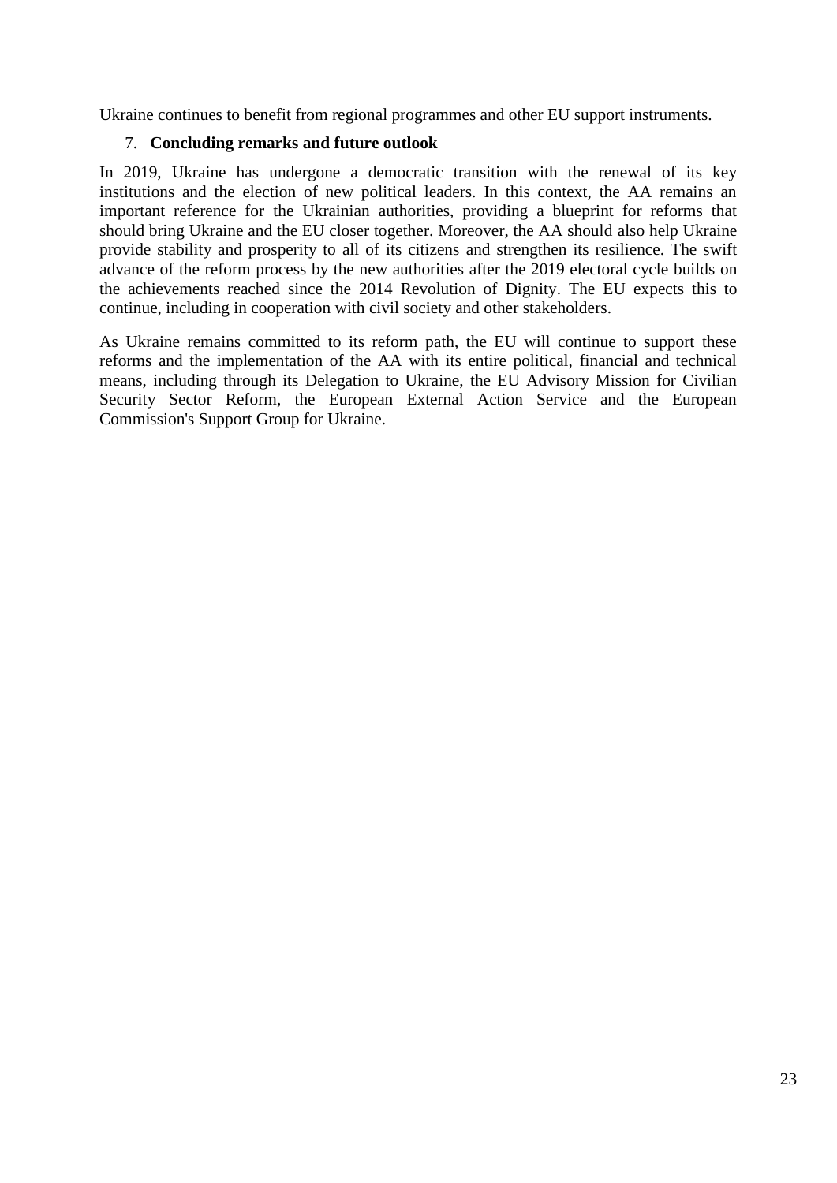Ukraine continues to benefit from regional programmes and other EU support instruments.

## 7. Concluding remarks and future outlook

In 2019, Ukraine has undergone a democratic transition with the renewal of its key institutions and the election of new political leaders. In this context, the AA remains an important reference for the Ukrainian authorities, providing a blueprint for reforms that should bring Ukraine and the EU closer together. Moreover, the AA should also help Ukraine provide stability and prosperity to all of its citizens and strengthen its resilience. The swift advance of the reform process by the new authorities after the 2019 electoral cycle builds on the achievements reached since the 2014 Revolution of Dignity. The EU expects this to continue, including in cooperation with civil society and other stakeholders.

As Ukraine remains committed to its reform path, the EU will continue to support these reforms and the implementation of the AA with its entire political, financial and technical means, including through its Delegation to Ukraine, the EU Advisory Mission for Civilian Security Sector Reform, the European External Action Service and the European Commission's Support Group for Ukraine.